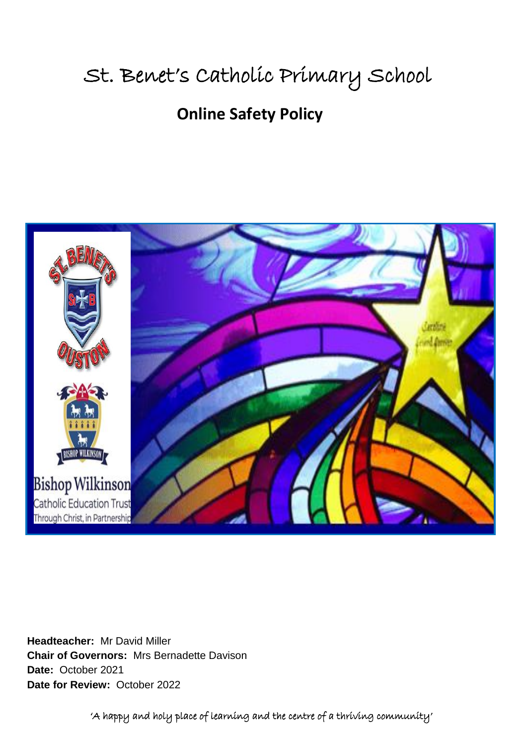# St. Benet's Catholic Primary School

## Online Safety Policy

**Headteacher:** Mr David Miller
**Chair of Governors:** Mrs Bernadette Davison
**Date:** October 2021
**Date for Review:** October 2022

'A happy and holy place of learning and the centre of a thriving community'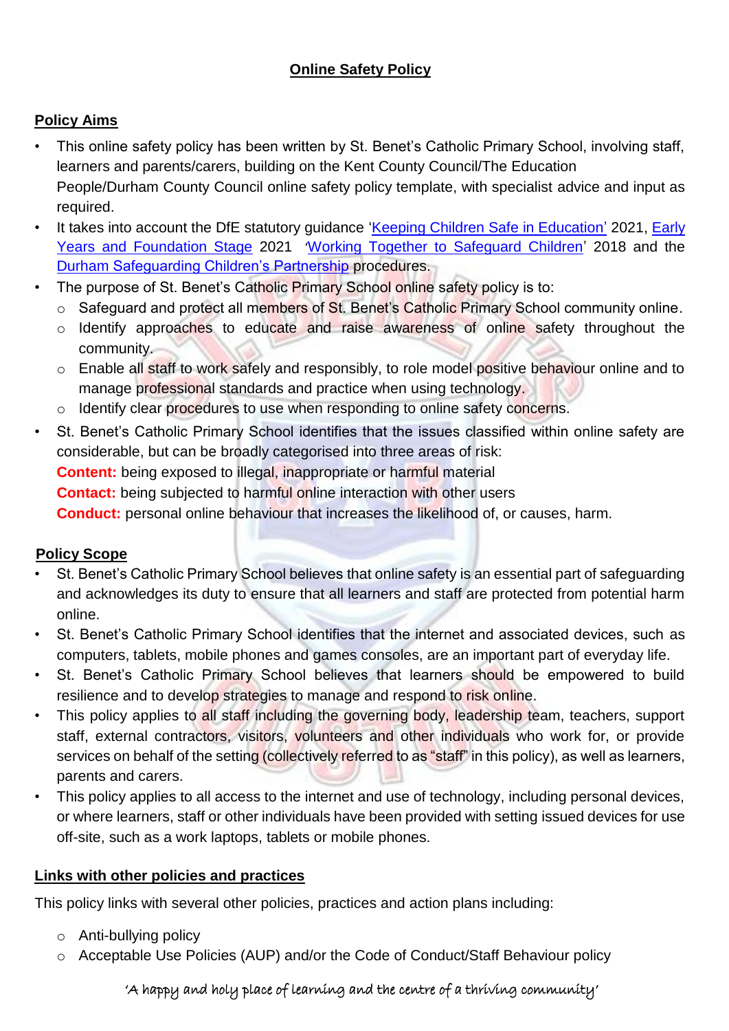## Online Safety Policy

### Policy Aims

- This online safety policy has been written by St. Benet's Catholic Primary School, involving staff, learners and parents/carers, building on the Kent County Council/The Education People/Durham County Council online safety policy template, with specialist advice and input as required.
- It takes into account the DfE statutory guidance 'Keeping Children Safe in Education' 2021, Early Years and Foundation Stage 2021 'Working Together to Safeguard Children' 2018 and the Durham Safeguarding Children's Partnership procedures.
- The purpose of St. Benet's Catholic Primary School online safety policy is to:
    - Safeguard and protect all members of St. Benet's Catholic Primary School community online.
    - Identify approaches to educate and raise awareness of online safety throughout the community.
    - Enable all staff to work safely and responsibly, to role model positive behaviour online and to manage professional standards and practice when using technology.
    - Identify clear procedures to use when responding to online safety concerns.
- St. Benet's Catholic Primary School identifies that the issues classified within online safety are considerable, but can be broadly categorised into three areas of risk:

  **Content:** being exposed to illegal, inappropriate or harmful material

  **Contact:** being subjected to harmful online interaction with other users

  **Conduct:** personal online behaviour that increases the likelihood of, or causes, harm.

### Policy Scope

- St. Benet's Catholic Primary School believes that online safety is an essential part of safeguarding and acknowledges its duty to ensure that all learners and staff are protected from potential harm online.
- St. Benet's Catholic Primary School identifies that the internet and associated devices, such as computers, tablets, mobile phones and games consoles, are an important part of everyday life.
- St. Benet's Catholic Primary School believes that learners should be empowered to build resilience and to develop strategies to manage and respond to risk online.
- This policy applies to all staff including the governing body, leadership team, teachers, support staff, external contractors, visitors, volunteers and other individuals who work for, or provide services on behalf of the setting (collectively referred to as "staff" in this policy), as well as learners, parents and carers.
- This policy applies to all access to the internet and use of technology, including personal devices, or where learners, staff or other individuals have been provided with setting issued devices for use off-site, such as a work laptops, tablets or mobile phones.

### Links with other policies and practices

This policy links with several other policies, practices and action plans including:

- Anti-bullying policy
- Acceptable Use Policies (AUP) and/or the Code of Conduct/Staff Behaviour policy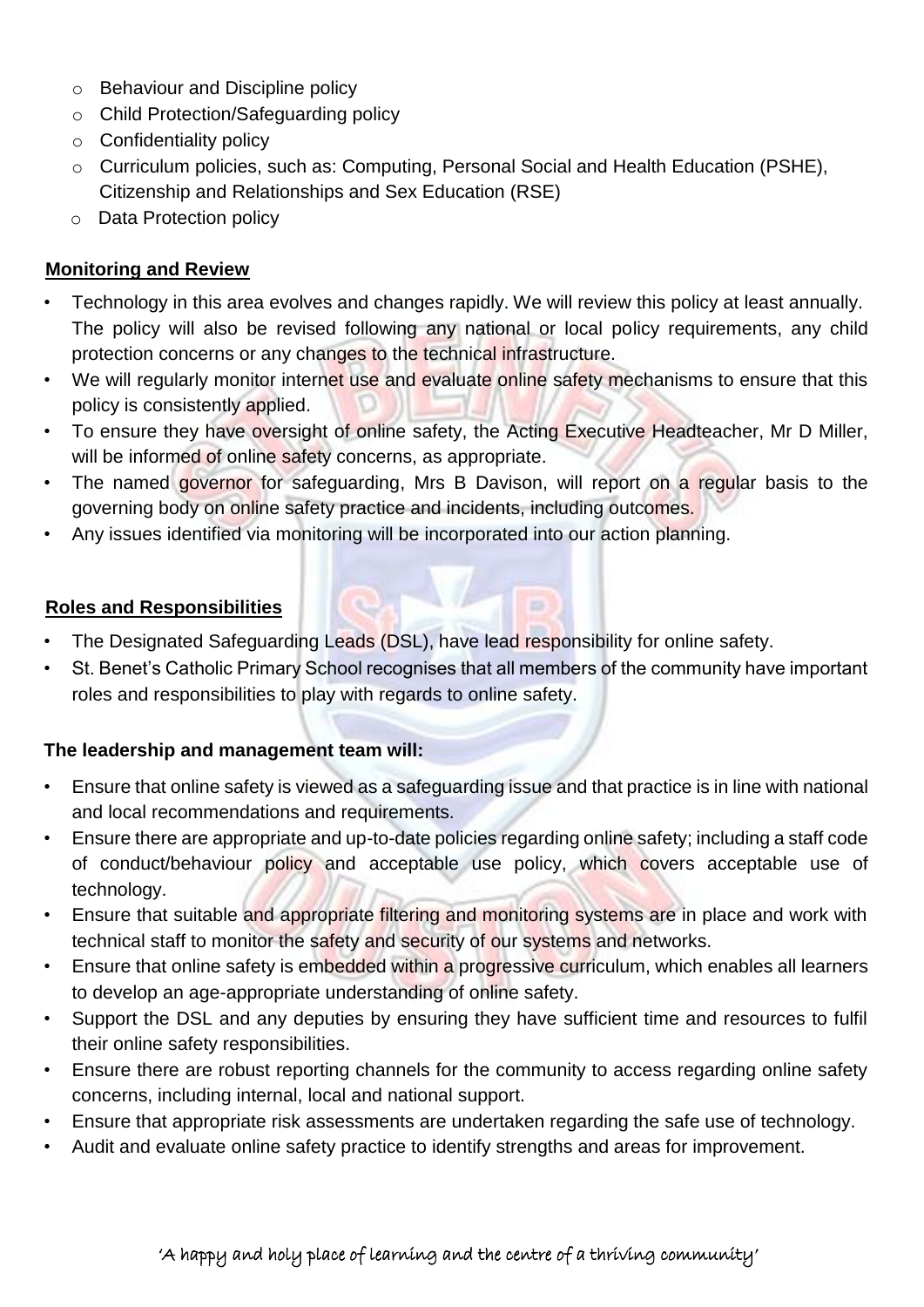- Behaviour and Discipline policy
- Child Protection/Safeguarding policy
- Confidentiality policy
- Curriculum policies, such as: Computing, Personal Social and Health Education (PSHE), Citizenship and Relationships and Sex Education (RSE)
- Data Protection policy

## Monitoring and Review

- Technology in this area evolves and changes rapidly. We will review this policy at least annually. The policy will also be revised following any national or local policy requirements, any child protection concerns or any changes to the technical infrastructure.
- We will regularly monitor internet use and evaluate online safety mechanisms to ensure that this policy is consistently applied.
- To ensure they have oversight of online safety, the Acting Executive Headteacher, Mr D Miller, will be informed of online safety concerns, as appropriate.
- The named governor for safeguarding, Mrs B Davison, will report on a regular basis to the governing body on online safety practice and incidents, including outcomes.
- Any issues identified via monitoring will be incorporated into our action planning.

## Roles and Responsibilities

- The Designated Safeguarding Leads (DSL), have lead responsibility for online safety.
- St. Benet's Catholic Primary School recognises that all members of the community have important roles and responsibilities to play with regards to online safety.

### The leadership and management team will:

- Ensure that online safety is viewed as a safeguarding issue and that practice is in line with national and local recommendations and requirements.
- Ensure there are appropriate and up-to-date policies regarding online safety; including a staff code of conduct/behaviour policy and acceptable use policy, which covers acceptable use of technology.
- Ensure that suitable and appropriate filtering and monitoring systems are in place and work with technical staff to monitor the safety and security of our systems and networks.
- Ensure that online safety is embedded within a progressive curriculum, which enables all learners to develop an age-appropriate understanding of online safety.
- Support the DSL and any deputies by ensuring they have sufficient time and resources to fulfil their online safety responsibilities.
- Ensure there are robust reporting channels for the community to access regarding online safety concerns, including internal, local and national support.
- Ensure that appropriate risk assessments are undertaken regarding the safe use of technology.
- Audit and evaluate online safety practice to identify strengths and areas for improvement.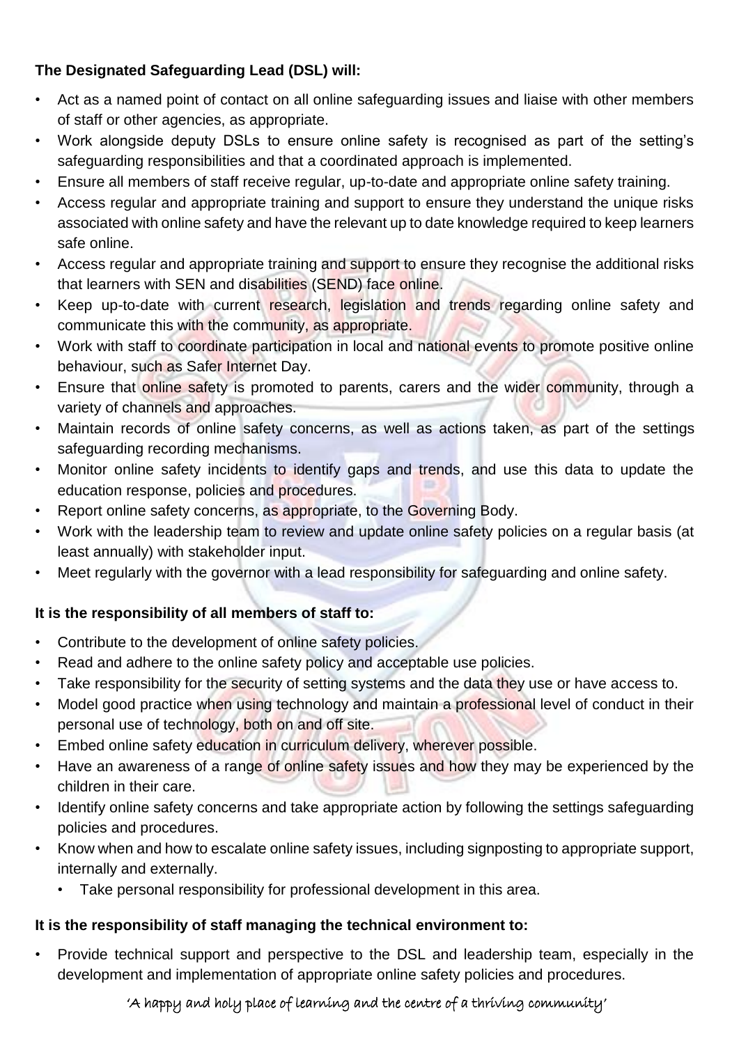**The Designated Safeguarding Lead (DSL) will:**

- Act as a named point of contact on all online safeguarding issues and liaise with other members of staff or other agencies, as appropriate.
- Work alongside deputy DSLs to ensure online safety is recognised as part of the setting's safeguarding responsibilities and that a coordinated approach is implemented.
- Ensure all members of staff receive regular, up-to-date and appropriate online safety training.
- Access regular and appropriate training and support to ensure they understand the unique risks associated with online safety and have the relevant up to date knowledge required to keep learners safe online.
- Access regular and appropriate training and support to ensure they recognise the additional risks that learners with SEN and disabilities (SEND) face online.
- Keep up-to-date with current research, legislation and trends regarding online safety and communicate this with the community, as appropriate.
- Work with staff to coordinate participation in local and national events to promote positive online behaviour, such as Safer Internet Day.
- Ensure that online safety is promoted to parents, carers and the wider community, through a variety of channels and approaches.
- Maintain records of online safety concerns, as well as actions taken, as part of the settings safeguarding recording mechanisms.
- Monitor online safety incidents to identify gaps and trends, and use this data to update the education response, policies and procedures.
- Report online safety concerns, as appropriate, to the Governing Body.
- Work with the leadership team to review and update online safety policies on a regular basis (at least annually) with stakeholder input.
- Meet regularly with the governor with a lead responsibility for safeguarding and online safety.

**It is the responsibility of all members of staff to:**

- Contribute to the development of online safety policies.
- Read and adhere to the online safety policy and acceptable use policies.
- Take responsibility for the security of setting systems and the data they use or have access to.
- Model good practice when using technology and maintain a professional level of conduct in their personal use of technology, both on and off site.
- Embed online safety education in curriculum delivery, wherever possible.
- Have an awareness of a range of online safety issues and how they may be experienced by the children in their care.
- Identify online safety concerns and take appropriate action by following the settings safeguarding policies and procedures.
- Know when and how to escalate online safety issues, including signposting to appropriate support, internally and externally.
  - Take personal responsibility for professional development in this area.

**It is the responsibility of staff managing the technical environment to:**

- Provide technical support and perspective to the DSL and leadership team, especially in the development and implementation of appropriate online safety policies and procedures.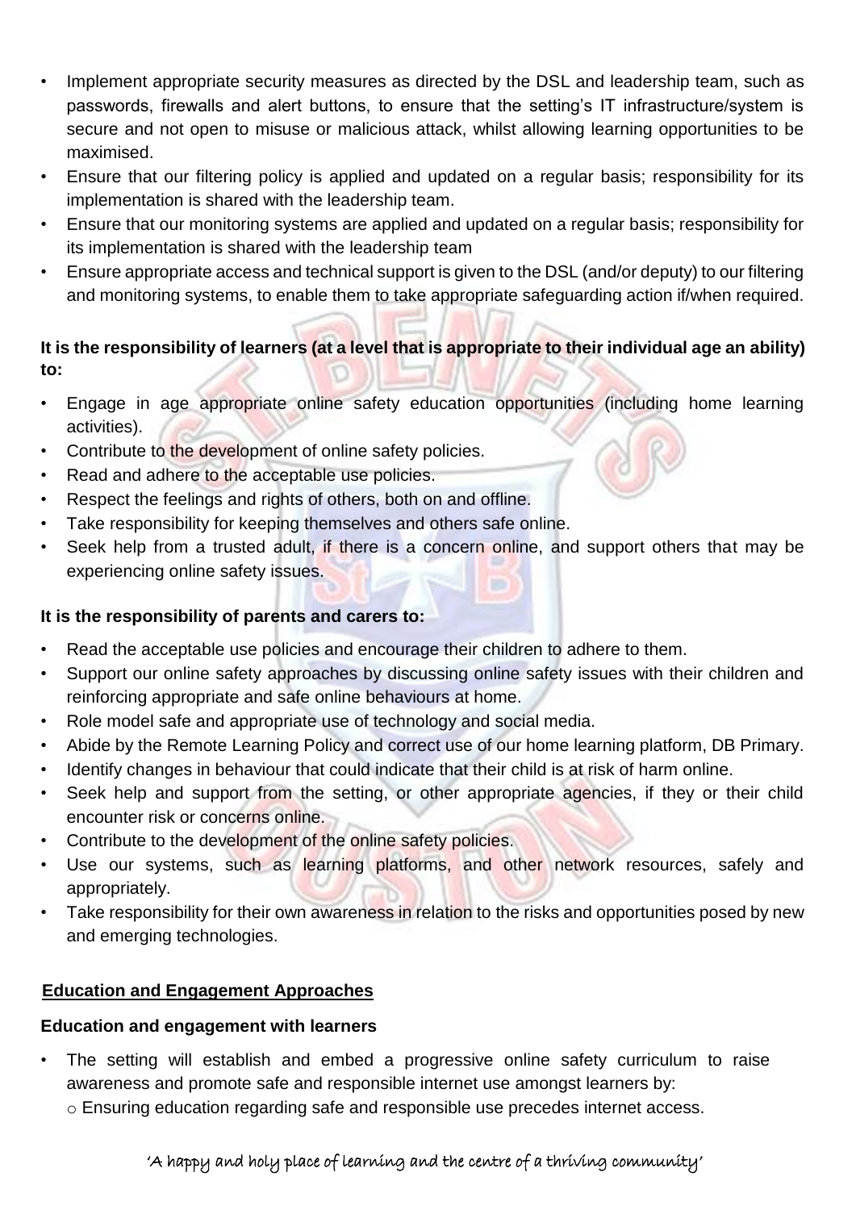- Implement appropriate security measures as directed by the DSL and leadership team, such as passwords, firewalls and alert buttons, to ensure that the setting's IT infrastructure/system is secure and not open to misuse or malicious attack, whilst allowing learning opportunities to be maximised.
- Ensure that our filtering policy is applied and updated on a regular basis; responsibility for its implementation is shared with the leadership team.
- Ensure that our monitoring systems are applied and updated on a regular basis; responsibility for its implementation is shared with the leadership team
- Ensure appropriate access and technical support is given to the DSL (and/or deputy) to our filtering and monitoring systems, to enable them to take appropriate safeguarding action if/when required.

**It is the responsibility of learners (at a level that is appropriate to their individual age an ability) to:**

- Engage in age appropriate online safety education opportunities (including home learning activities).
- Contribute to the development of online safety policies.
- Read and adhere to the acceptable use policies.
- Respect the feelings and rights of others, both on and offline.
- Take responsibility for keeping themselves and others safe online.
- Seek help from a trusted adult, if there is a concern online, and support others that may be experiencing online safety issues.

**It is the responsibility of parents and carers to:**

- Read the acceptable use policies and encourage their children to adhere to them.
- Support our online safety approaches by discussing online safety issues with their children and reinforcing appropriate and safe online behaviours at home.
- Role model safe and appropriate use of technology and social media.
- Abide by the Remote Learning Policy and correct use of our home learning platform, DB Primary.
- Identify changes in behaviour that could indicate that their child is at risk of harm online.
- Seek help and support from the setting, or other appropriate agencies, if they or their child encounter risk or concerns online.
- Contribute to the development of the online safety policies.
- Use our systems, such as learning platforms, and other network resources, safely and appropriately.
- Take responsibility for their own awareness in relation to the risks and opportunities posed by new and emerging technologies.

## Education and Engagement Approaches

### Education and engagement with learners

- The setting will establish and embed a progressive online safety curriculum to raise awareness and promote safe and responsible internet use amongst learners by:
  - Ensuring education regarding safe and responsible use precedes internet access.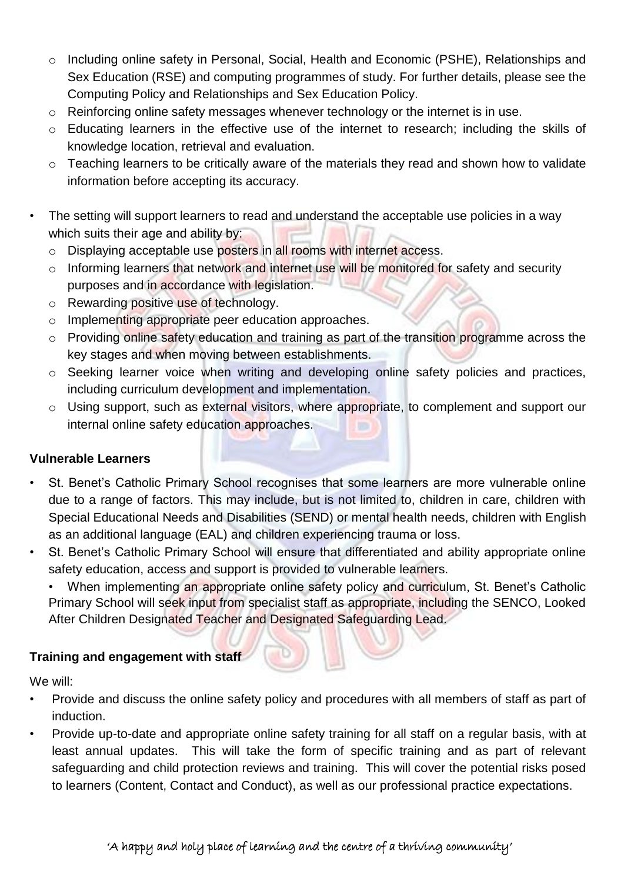- Including online safety in Personal, Social, Health and Economic (PSHE), Relationships and Sex Education (RSE) and computing programmes of study. For further details, please see the Computing Policy and Relationships and Sex Education Policy.
    - Reinforcing online safety messages whenever technology or the internet is in use.
    - Educating learners in the effective use of the internet to research; including the skills of knowledge location, retrieval and evaluation.
    - Teaching learners to be critically aware of the materials they read and shown how to validate information before accepting its accuracy.

- The setting will support learners to read and understand the acceptable use policies in a way which suits their age and ability by:
    - Displaying acceptable use posters in all rooms with internet access.
    - Informing learners that network and internet use will be monitored for safety and security purposes and in accordance with legislation.
    - Rewarding positive use of technology.
    - Implementing appropriate peer education approaches.
    - Providing online safety education and training as part of the transition programme across the key stages and when moving between establishments.
    - Seeking learner voice when writing and developing online safety policies and practices, including curriculum development and implementation.
    - Using support, such as external visitors, where appropriate, to complement and support our internal online safety education approaches.

**Vulnerable Learners**

- St. Benet's Catholic Primary School recognises that some learners are more vulnerable online due to a range of factors. This may include, but is not limited to, children in care, children with Special Educational Needs and Disabilities (SEND) or mental health needs, children with English as an additional language (EAL) and children experiencing trauma or loss.
- St. Benet's Catholic Primary School will ensure that differentiated and ability appropriate online safety education, access and support is provided to vulnerable learners.
- When implementing an appropriate online safety policy and curriculum, St. Benet's Catholic Primary School will seek input from specialist staff as appropriate, including the SENCO, Looked After Children Designated Teacher and Designated Safeguarding Lead.

**Training and engagement with staff**

We will:

- Provide and discuss the online safety policy and procedures with all members of staff as part of induction.
- Provide up-to-date and appropriate online safety training for all staff on a regular basis, with at least annual updates. This will take the form of specific training and as part of relevant safeguarding and child protection reviews and training. This will cover the potential risks posed to learners (Content, Contact and Conduct), as well as our professional practice expectations.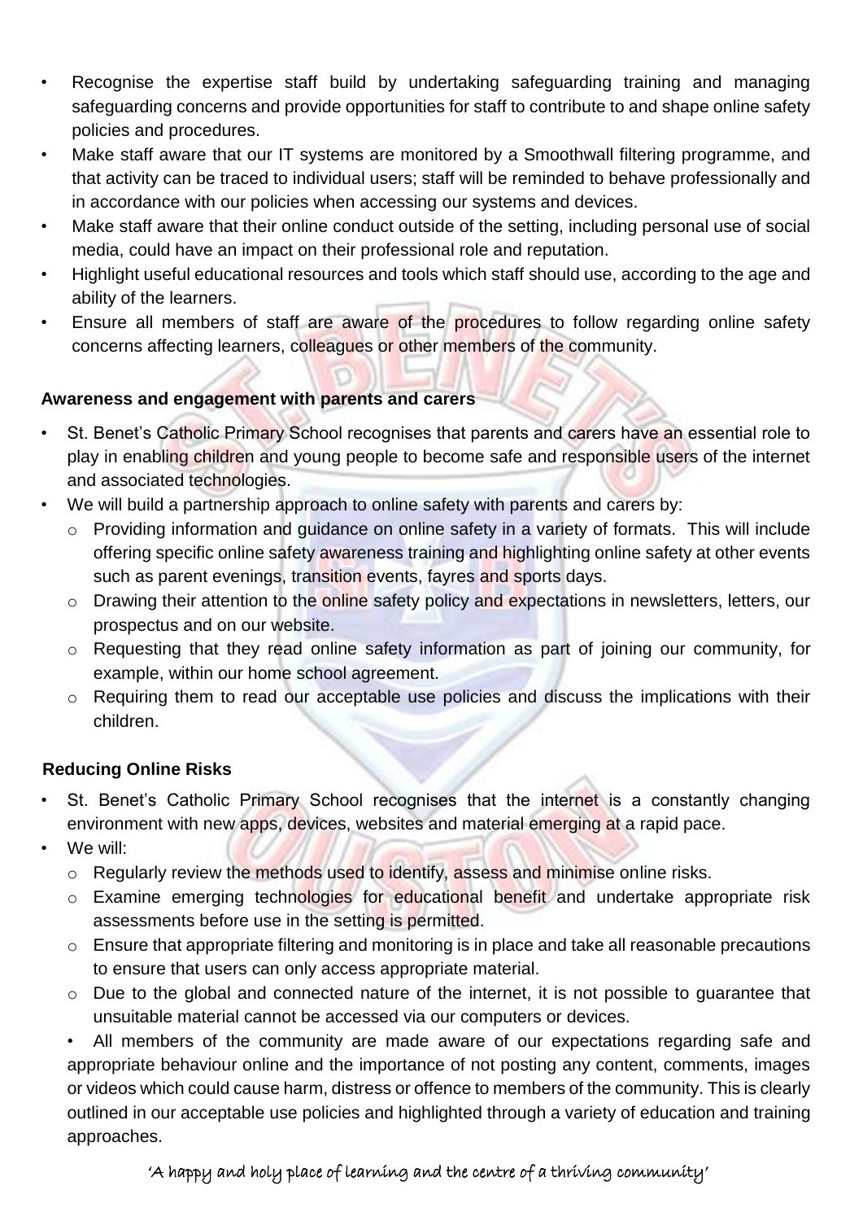- Recognise the expertise staff build by undertaking safeguarding training and managing safeguarding concerns and provide opportunities for staff to contribute to and shape online safety policies and procedures.
- Make staff aware that our IT systems are monitored by a Smoothwall filtering programme, and that activity can be traced to individual users; staff will be reminded to behave professionally and in accordance with our policies when accessing our systems and devices.
- Make staff aware that their online conduct outside of the setting, including personal use of social media, could have an impact on their professional role and reputation.
- Highlight useful educational resources and tools which staff should use, according to the age and ability of the learners.
- Ensure all members of staff are aware of the procedures to follow regarding online safety concerns affecting learners, colleagues or other members of the community.

**Awareness and engagement with parents and carers**

- St. Benet's Catholic Primary School recognises that parents and carers have an essential role to play in enabling children and young people to become safe and responsible users of the internet and associated technologies.
- We will build a partnership approach to online safety with parents and carers by:
  - Providing information and guidance on online safety in a variety of formats. This will include offering specific online safety awareness training and highlighting online safety at other events such as parent evenings, transition events, fayres and sports days.
  - Drawing their attention to the online safety policy and expectations in newsletters, letters, our prospectus and on our website.
  - Requesting that they read online safety information as part of joining our community, for example, within our home school agreement.
  - Requiring them to read our acceptable use policies and discuss the implications with their children.

**Reducing Online Risks**

- St. Benet's Catholic Primary School recognises that the internet is a constantly changing environment with new apps, devices, websites and material emerging at a rapid pace.
- We will:
  - Regularly review the methods used to identify, assess and minimise online risks.
  - Examine emerging technologies for educational benefit and undertake appropriate risk assessments before use in the setting is permitted.
  - Ensure that appropriate filtering and monitoring is in place and take all reasonable precautions to ensure that users can only access appropriate material.
  - Due to the global and connected nature of the internet, it is not possible to guarantee that unsuitable material cannot be accessed via our computers or devices.
- All members of the community are made aware of our expectations regarding safe and appropriate behaviour online and the importance of not posting any content, comments, images or videos which could cause harm, distress or offence to members of the community. This is clearly outlined in our acceptable use policies and highlighted through a variety of education and training approaches.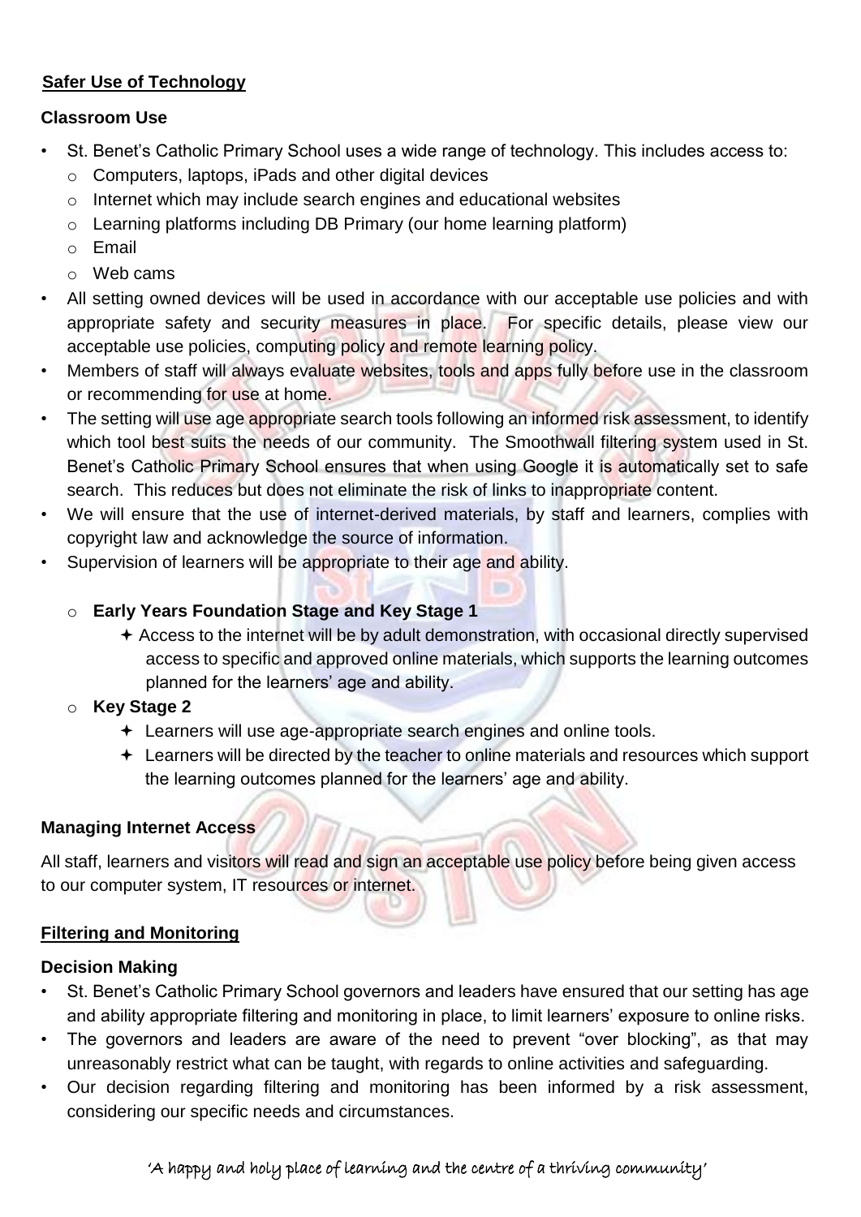## Safer Use of Technology

### Classroom Use

- St. Benet's Catholic Primary School uses a wide range of technology. This includes access to:
  - Computers, laptops, iPads and other digital devices
  - Internet which may include search engines and educational websites
  - Learning platforms including DB Primary (our home learning platform)
  - Email
  - Web cams
- All setting owned devices will be used in accordance with our acceptable use policies and with appropriate safety and security measures in place. For specific details, please view our acceptable use policies, computing policy and remote learning policy.
- Members of staff will always evaluate websites, tools and apps fully before use in the classroom or recommending for use at home.
- The setting will use age appropriate search tools following an informed risk assessment, to identify which tool best suits the needs of our community. The Smoothwall filtering system used in St. Benet's Catholic Primary School ensures that when using Google it is automatically set to safe search. This reduces but does not eliminate the risk of links to inappropriate content.
- We will ensure that the use of internet-derived materials, by staff and learners, complies with copyright law and acknowledge the source of information.
- Supervision of learners will be appropriate to their age and ability.
  - **Early Years Foundation Stage and Key Stage 1**
    - Access to the internet will be by adult demonstration, with occasional directly supervised access to specific and approved online materials, which supports the learning outcomes planned for the learners' age and ability.
  - **Key Stage 2**
    - Learners will use age-appropriate search engines and online tools.
    - Learners will be directed by the teacher to online materials and resources which support the learning outcomes planned for the learners' age and ability.

### Managing Internet Access

All staff, learners and visitors will read and sign an acceptable use policy before being given access to our computer system, IT resources or internet.

## Filtering and Monitoring

### Decision Making

- St. Benet's Catholic Primary School governors and leaders have ensured that our setting has age and ability appropriate filtering and monitoring in place, to limit learners' exposure to online risks.
- The governors and leaders are aware of the need to prevent "over blocking", as that may unreasonably restrict what can be taught, with regards to online activities and safeguarding.
- Our decision regarding filtering and monitoring has been informed by a risk assessment, considering our specific needs and circumstances.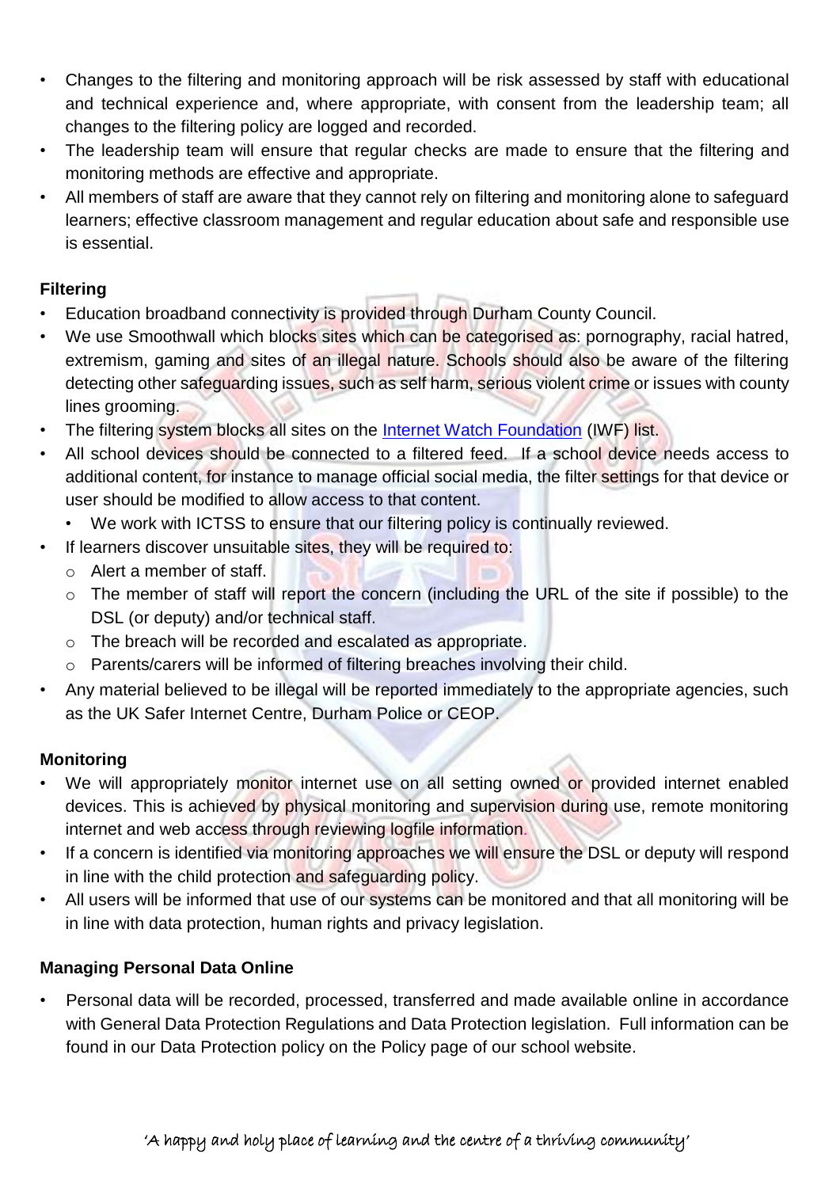- Changes to the filtering and monitoring approach will be risk assessed by staff with educational and technical experience and, where appropriate, with consent from the leadership team; all changes to the filtering policy are logged and recorded.
- The leadership team will ensure that regular checks are made to ensure that the filtering and monitoring methods are effective and appropriate.
- All members of staff are aware that they cannot rely on filtering and monitoring alone to safeguard learners; effective classroom management and regular education about safe and responsible use is essential.

**Filtering**

- Education broadband connectivity is provided through Durham County Council.
- We use Smoothwall which blocks sites which can be categorised as: pornography, racial hatred, extremism, gaming and sites of an illegal nature. Schools should also be aware of the filtering detecting other safeguarding issues, such as self harm, serious violent crime or issues with county lines grooming.
- The filtering system blocks all sites on the [Internet Watch Foundation](https://www.iwf.org.uk) (IWF) list.
- All school devices should be connected to a filtered feed. If a school device needs access to additional content, for instance to manage official social media, the filter settings for that device or user should be modified to allow access to that content.
  - We work with ICTSS to ensure that our filtering policy is continually reviewed.
- If learners discover unsuitable sites, they will be required to:
  - Alert a member of staff.
  - The member of staff will report the concern (including the URL of the site if possible) to the DSL (or deputy) and/or technical staff.
  - The breach will be recorded and escalated as appropriate.
  - Parents/carers will be informed of filtering breaches involving their child.
- Any material believed to be illegal will be reported immediately to the appropriate agencies, such as the UK Safer Internet Centre, Durham Police or CEOP.

**Monitoring**

- We will appropriately monitor internet use on all setting owned or provided internet enabled devices. This is achieved by physical monitoring and supervision during use, remote monitoring internet and web access through reviewing logfile information.
- If a concern is identified via monitoring approaches we will ensure the DSL or deputy will respond in line with the child protection and safeguarding policy.
- All users will be informed that use of our systems can be monitored and that all monitoring will be in line with data protection, human rights and privacy legislation.

**Managing Personal Data Online**

- Personal data will be recorded, processed, transferred and made available online in accordance with General Data Protection Regulations and Data Protection legislation. Full information can be found in our Data Protection policy on the Policy page of our school website.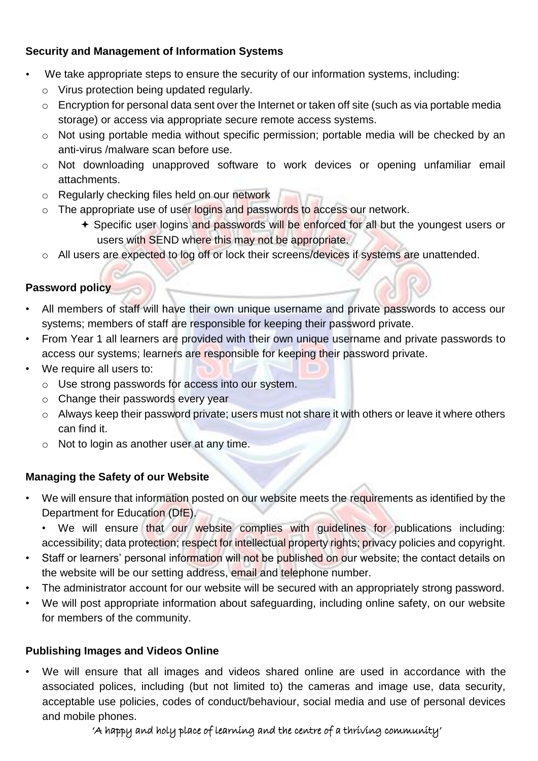**Security and Management of Information Systems**

- We take appropriate steps to ensure the security of our information systems, including:
  - Virus protection being updated regularly.
  - Encryption for personal data sent over the Internet or taken off site (such as via portable media storage) or access via appropriate secure remote access systems.
  - Not using portable media without specific permission; portable media will be checked by an anti-virus /malware scan before use.
  - Not downloading unapproved software to work devices or opening unfamiliar email attachments.
  - Regularly checking files held on our network
  - The appropriate use of user logins and passwords to access our network.
    - Specific user logins and passwords will be enforced for all but the youngest users or users with SEND where this may not be appropriate.
  - All users are expected to log off or lock their screens/devices if systems are unattended.

**Password policy**

- All members of staff will have their own unique username and private passwords to access our systems; members of staff are responsible for keeping their password private.
- From Year 1 all learners are provided with their own unique username and private passwords to access our systems; learners are responsible for keeping their password private.
- We require all users to:
  - Use strong passwords for access into our system.
  - Change their passwords every year
  - Always keep their password private; users must not share it with others or leave it where others can find it.
  - Not to login as another user at any time.

**Managing the Safety of our Website**

- We will ensure that information posted on our website meets the requirements as identified by the Department for Education (DfE).
  - We will ensure that our website complies with guidelines for publications including: accessibility; data protection; respect for intellectual property rights; privacy policies and copyright.
- Staff or learners' personal information will not be published on our website; the contact details on the website will be our setting address, email and telephone number.
- The administrator account for our website will be secured with an appropriately strong password.
- We will post appropriate information about safeguarding, including online safety, on our website for members of the community.

**Publishing Images and Videos Online**

- We will ensure that all images and videos shared online are used in accordance with the associated polices, including (but not limited to) the cameras and image use, data security, acceptable use policies, codes of conduct/behaviour, social media and use of personal devices and mobile phones.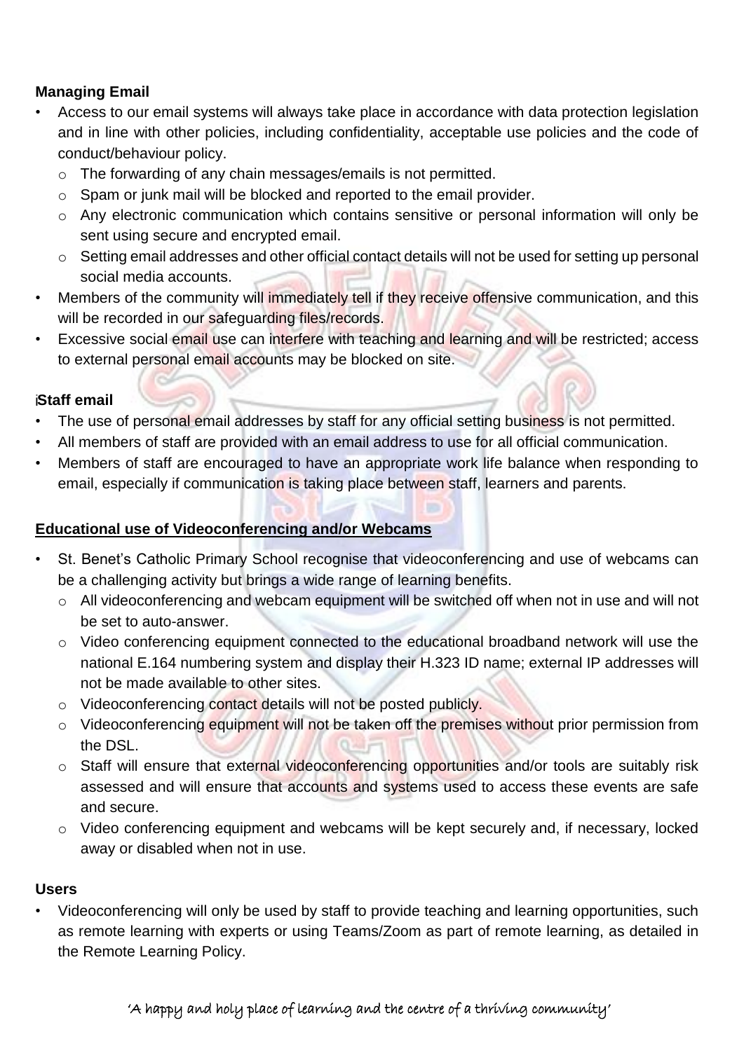**Managing Email**

- Access to our email systems will always take place in accordance with data protection legislation and in line with other policies, including confidentiality, acceptable use policies and the code of conduct/behaviour policy.
  - The forwarding of any chain messages/emails is not permitted.
  - Spam or junk mail will be blocked and reported to the email provider.
  - Any electronic communication which contains sensitive or personal information will only be sent using secure and encrypted email.
  - Setting email addresses and other official contact details will not be used for setting up personal social media accounts.
- Members of the community will immediately tell if they receive offensive communication, and this will be recorded in our safeguarding files/records.
- Excessive social email use can interfere with teaching and learning and will be restricted; access to external personal email accounts may be blocked on site.

**Staff email**

- The use of personal email addresses by staff for any official setting business is not permitted.
- All members of staff are provided with an email address to use for all official communication.
- Members of staff are encouraged to have an appropriate work life balance when responding to email, especially if communication is taking place between staff, learners and parents.

**Educational use of Videoconferencing and/or Webcams**

- St. Benet's Catholic Primary School recognise that videoconferencing and use of webcams can be a challenging activity but brings a wide range of learning benefits.
  - All videoconferencing and webcam equipment will be switched off when not in use and will not be set to auto-answer.
  - Video conferencing equipment connected to the educational broadband network will use the national E.164 numbering system and display their H.323 ID name; external IP addresses will not be made available to other sites.
  - Videoconferencing contact details will not be posted publicly.
  - Videoconferencing equipment will not be taken off the premises without prior permission from the DSL.
  - Staff will ensure that external videoconferencing opportunities and/or tools are suitably risk assessed and will ensure that accounts and systems used to access these events are safe and secure.
  - Video conferencing equipment and webcams will be kept securely and, if necessary, locked away or disabled when not in use.

**Users**

- Videoconferencing will only be used by staff to provide teaching and learning opportunities, such as remote learning with experts or using Teams/Zoom as part of remote learning, as detailed in the Remote Learning Policy.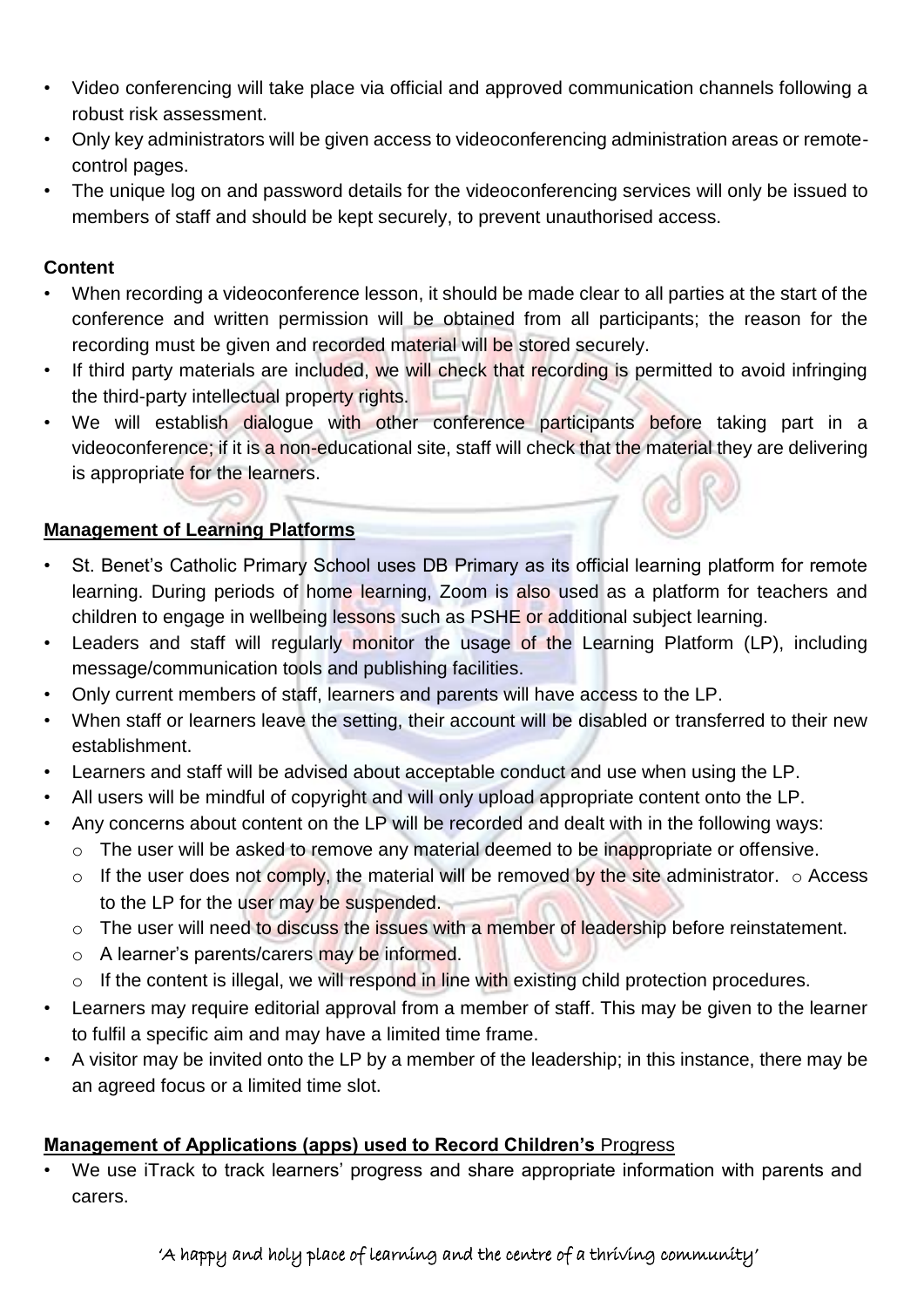- Video conferencing will take place via official and approved communication channels following a robust risk assessment.
- Only key administrators will be given access to videoconferencing administration areas or remote-control pages.
- The unique log on and password details for the videoconferencing services will only be issued to members of staff and should be kept securely, to prevent unauthorised access.

**Content**

- When recording a videoconference lesson, it should be made clear to all parties at the start of the conference and written permission will be obtained from all participants; the reason for the recording must be given and recorded material will be stored securely.
- If third party materials are included, we will check that recording is permitted to avoid infringing the third-party intellectual property rights.
- We will establish dialogue with other conference participants before taking part in a videoconference; if it is a non-educational site, staff will check that the material they are delivering is appropriate for the learners.

**Management of Learning Platforms**

- St. Benet's Catholic Primary School uses DB Primary as its official learning platform for remote learning. During periods of home learning, Zoom is also used as a platform for teachers and children to engage in wellbeing lessons such as PSHE or additional subject learning.
- Leaders and staff will regularly monitor the usage of the Learning Platform (LP), including message/communication tools and publishing facilities.
- Only current members of staff, learners and parents will have access to the LP.
- When staff or learners leave the setting, their account will be disabled or transferred to their new establishment.
- Learners and staff will be advised about acceptable conduct and use when using the LP.
- All users will be mindful of copyright and will only upload appropriate content onto the LP.
- Any concerns about content on the LP will be recorded and dealt with in the following ways:
  - The user will be asked to remove any material deemed to be inappropriate or offensive.
  - If the user does not comply, the material will be removed by the site administrator.
  - Access to the LP for the user may be suspended.
  - The user will need to discuss the issues with a member of leadership before reinstatement.
  - A learner's parents/carers may be informed.
  - If the content is illegal, we will respond in line with existing child protection procedures.
- Learners may require editorial approval from a member of staff. This may be given to the learner to fulfil a specific aim and may have a limited time frame.
- A visitor may be invited onto the LP by a member of the leadership; in this instance, there may be an agreed focus or a limited time slot.

**Management of Applications (apps) used to Record Children's Progress**

- We use iTrack to track learners' progress and share appropriate information with parents and carers.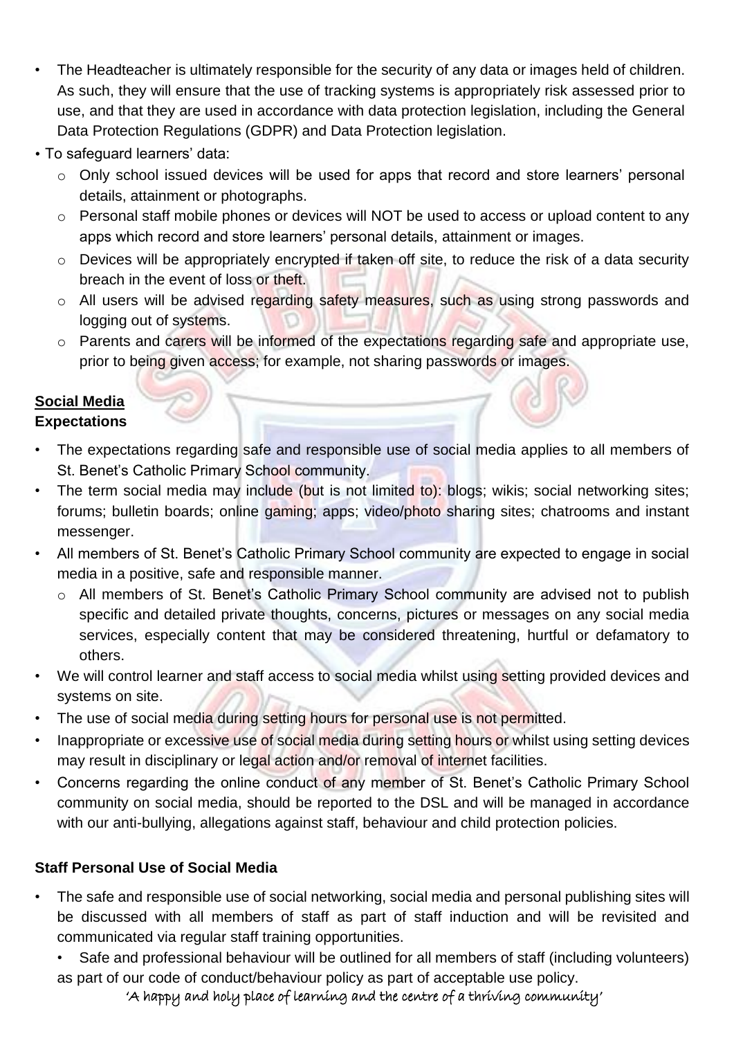- The Headteacher is ultimately responsible for the security of any data or images held of children. As such, they will ensure that the use of tracking systems is appropriately risk assessed prior to use, and that they are used in accordance with data protection legislation, including the General Data Protection Regulations (GDPR) and Data Protection legislation.
- To safeguard learners' data:
    - Only school issued devices will be used for apps that record and store learners' personal details, attainment or photographs.
    - Personal staff mobile phones or devices will NOT be used to access or upload content to any apps which record and store learners' personal details, attainment or images.
    - Devices will be appropriately encrypted if taken off site, to reduce the risk of a data security breach in the event of loss or theft.
    - All users will be advised regarding safety measures, such as using strong passwords and logging out of systems.
    - Parents and carers will be informed of the expectations regarding safe and appropriate use, prior to being given access; for example, not sharing passwords or images.

## <u>Social Media</u>

### Expectations

- The expectations regarding safe and responsible use of social media applies to all members of St. Benet's Catholic Primary School community.
- The term social media may include (but is not limited to): blogs; wikis; social networking sites; forums; bulletin boards; online gaming; apps; video/photo sharing sites; chatrooms and instant messenger.
- All members of St. Benet's Catholic Primary School community are expected to engage in social media in a positive, safe and responsible manner.
    - All members of St. Benet's Catholic Primary School community are advised not to publish specific and detailed private thoughts, concerns, pictures or messages on any social media services, especially content that may be considered threatening, hurtful or defamatory to others.
- We will control learner and staff access to social media whilst using setting provided devices and systems on site.
- The use of social media during setting hours for personal use is not permitted.
- Inappropriate or excessive use of social media during setting hours or whilst using setting devices may result in disciplinary or legal action and/or removal of internet facilities.
- Concerns regarding the online conduct of any member of St. Benet's Catholic Primary School community on social media, should be reported to the DSL and will be managed in accordance with our anti-bullying, allegations against staff, behaviour and child protection policies.

### Staff Personal Use of Social Media

- The safe and responsible use of social networking, social media and personal publishing sites will be discussed with all members of staff as part of staff induction and will be revisited and communicated via regular staff training opportunities.
    - Safe and professional behaviour will be outlined for all members of staff (including volunteers) as part of our code of conduct/behaviour policy as part of acceptable use policy.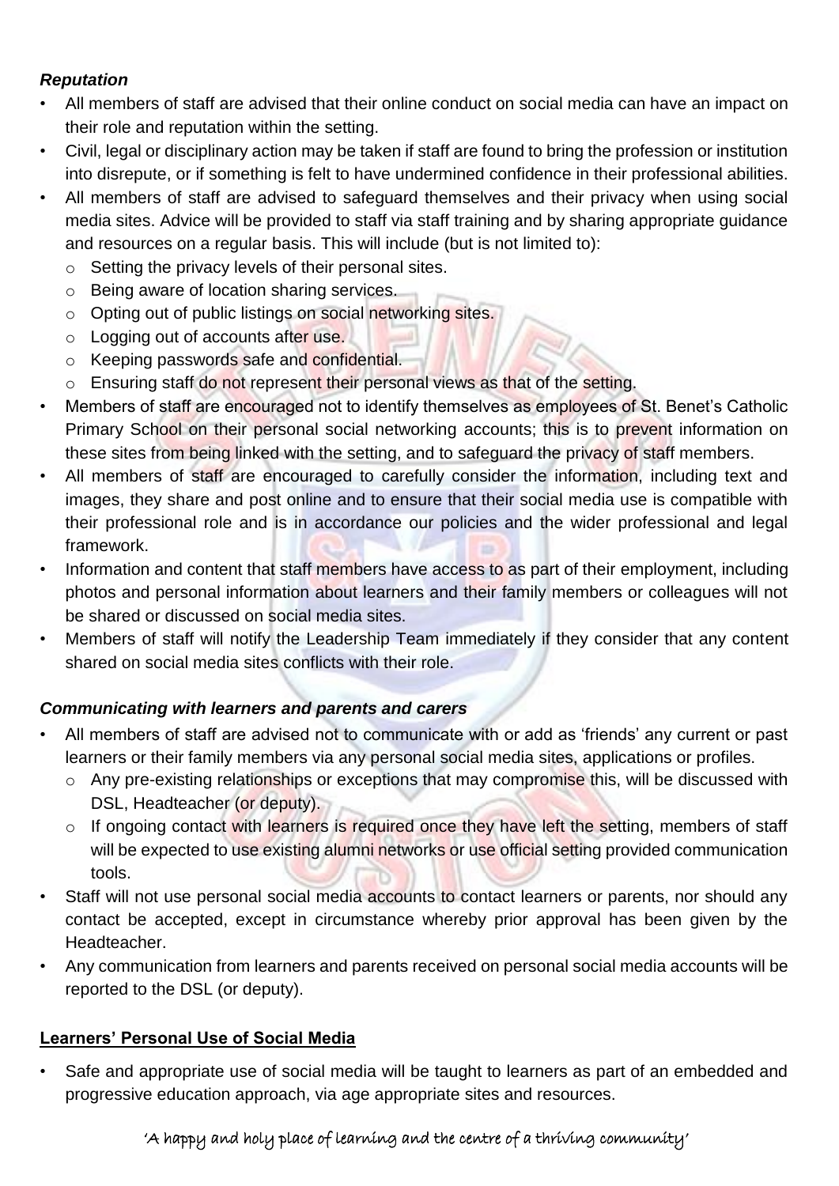### *Reputation*

- All members of staff are advised that their online conduct on social media can have an impact on their role and reputation within the setting.
- Civil, legal or disciplinary action may be taken if staff are found to bring the profession or institution into disrepute, or if something is felt to have undermined confidence in their professional abilities.
- All members of staff are advised to safeguard themselves and their privacy when using social media sites. Advice will be provided to staff via staff training and by sharing appropriate guidance and resources on a regular basis. This will include (but is not limited to):
  - Setting the privacy levels of their personal sites.
  - Being aware of location sharing services.
  - Opting out of public listings on social networking sites.
  - Logging out of accounts after use.
  - Keeping passwords safe and confidential.
  - Ensuring staff do not represent their personal views as that of the setting.
- Members of staff are encouraged not to identify themselves as employees of St. Benet's Catholic Primary School on their personal social networking accounts; this is to prevent information on these sites from being linked with the setting, and to safeguard the privacy of staff members.
- All members of staff are encouraged to carefully consider the information, including text and images, they share and post online and to ensure that their social media use is compatible with their professional role and is in accordance our policies and the wider professional and legal framework.
- Information and content that staff members have access to as part of their employment, including photos and personal information about learners and their family members or colleagues will not be shared or discussed on social media sites.
- Members of staff will notify the Leadership Team immediately if they consider that any content shared on social media sites conflicts with their role.

### *Communicating with learners and parents and carers*

- All members of staff are advised not to communicate with or add as 'friends' any current or past learners or their family members via any personal social media sites, applications or profiles.
  - Any pre-existing relationships or exceptions that may compromise this, will be discussed with DSL, Headteacher (or deputy).
  - If ongoing contact with learners is required once they have left the setting, members of staff will be expected to use existing alumni networks or use official setting provided communication tools.
- Staff will not use personal social media accounts to contact learners or parents, nor should any contact be accepted, except in circumstance whereby prior approval has been given by the Headteacher.
- Any communication from learners and parents received on personal social media accounts will be reported to the DSL (or deputy).

## Learners' Personal Use of Social Media

- Safe and appropriate use of social media will be taught to learners as part of an embedded and progressive education approach, via age appropriate sites and resources.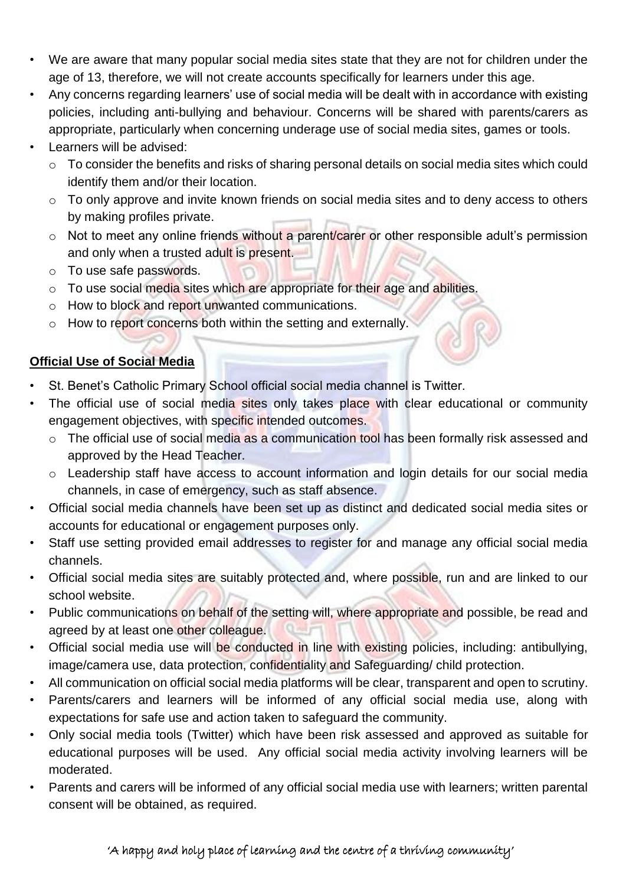- We are aware that many popular social media sites state that they are not for children under the age of 13, therefore, we will not create accounts specifically for learners under this age.
- Any concerns regarding learners' use of social media will be dealt with in accordance with existing policies, including anti-bullying and behaviour. Concerns will be shared with parents/carers as appropriate, particularly when concerning underage use of social media sites, games or tools.
- Learners will be advised:
  - To consider the benefits and risks of sharing personal details on social media sites which could identify them and/or their location.
  - To only approve and invite known friends on social media sites and to deny access to others by making profiles private.
  - Not to meet any online friends without a parent/carer or other responsible adult's permission and only when a trusted adult is present.
  - To use safe passwords.
  - To use social media sites which are appropriate for their age and abilities.
  - How to block and report unwanted communications.
  - How to report concerns both within the setting and externally.

**Official Use of Social Media**

- St. Benet's Catholic Primary School official social media channel is Twitter.
- The official use of social media sites only takes place with clear educational or community engagement objectives, with specific intended outcomes.
  - The official use of social media as a communication tool has been formally risk assessed and approved by the Head Teacher.
  - Leadership staff have access to account information and login details for our social media channels, in case of emergency, such as staff absence.
- Official social media channels have been set up as distinct and dedicated social media sites or accounts for educational or engagement purposes only.
- Staff use setting provided email addresses to register for and manage any official social media channels.
- Official social media sites are suitably protected and, where possible, run and are linked to our school website.
- Public communications on behalf of the setting will, where appropriate and possible, be read and agreed by at least one other colleague.
- Official social media use will be conducted in line with existing policies, including: antibullying, image/camera use, data protection, confidentiality and Safeguarding/ child protection.
- All communication on official social media platforms will be clear, transparent and open to scrutiny.
- Parents/carers and learners will be informed of any official social media use, along with expectations for safe use and action taken to safeguard the community.
- Only social media tools (Twitter) which have been risk assessed and approved as suitable for educational purposes will be used. Any official social media activity involving learners will be moderated.
- Parents and carers will be informed of any official social media use with learners; written parental consent will be obtained, as required.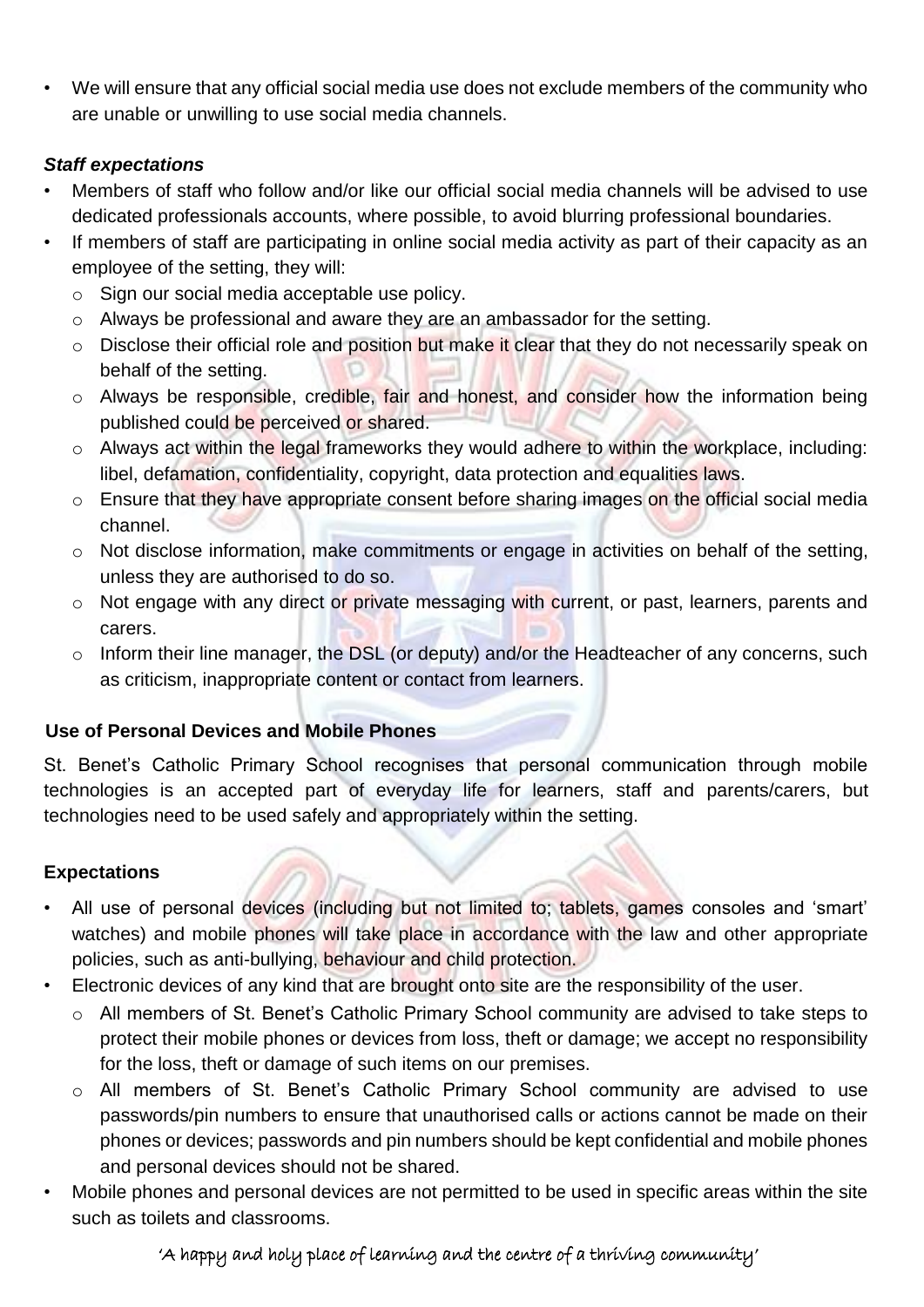- We will ensure that any official social media use does not exclude members of the community who are unable or unwilling to use social media channels.

***Staff expectations***

- Members of staff who follow and/or like our official social media channels will be advised to use dedicated professionals accounts, where possible, to avoid blurring professional boundaries.
- If members of staff are participating in online social media activity as part of their capacity as an employee of the setting, they will:
  - Sign our social media acceptable use policy.
  - Always be professional and aware they are an ambassador for the setting.
  - Disclose their official role and position but make it clear that they do not necessarily speak on behalf of the setting.
  - Always be responsible, credible, fair and honest, and consider how the information being published could be perceived or shared.
  - Always act within the legal frameworks they would adhere to within the workplace, including: libel, defamation, confidentiality, copyright, data protection and equalities laws.
  - Ensure that they have appropriate consent before sharing images on the official social media channel.
  - Not disclose information, make commitments or engage in activities on behalf of the setting, unless they are authorised to do so.
  - Not engage with any direct or private messaging with current, or past, learners, parents and carers.
  - Inform their line manager, the DSL (or deputy) and/or the Headteacher of any concerns, such as criticism, inappropriate content or contact from learners.

**Use of Personal Devices and Mobile Phones**

St. Benet's Catholic Primary School recognises that personal communication through mobile technologies is an accepted part of everyday life for learners, staff and parents/carers, but technologies need to be used safely and appropriately within the setting.

**Expectations**

- All use of personal devices (including but not limited to; tablets, games consoles and 'smart' watches) and mobile phones will take place in accordance with the law and other appropriate policies, such as anti-bullying, behaviour and child protection.
- Electronic devices of any kind that are brought onto site are the responsibility of the user.
  - All members of St. Benet's Catholic Primary School community are advised to take steps to protect their mobile phones or devices from loss, theft or damage; we accept no responsibility for the loss, theft or damage of such items on our premises.
  - All members of St. Benet's Catholic Primary School community are advised to use passwords/pin numbers to ensure that unauthorised calls or actions cannot be made on their phones or devices; passwords and pin numbers should be kept confidential and mobile phones and personal devices should not be shared.
- Mobile phones and personal devices are not permitted to be used in specific areas within the site such as toilets and classrooms.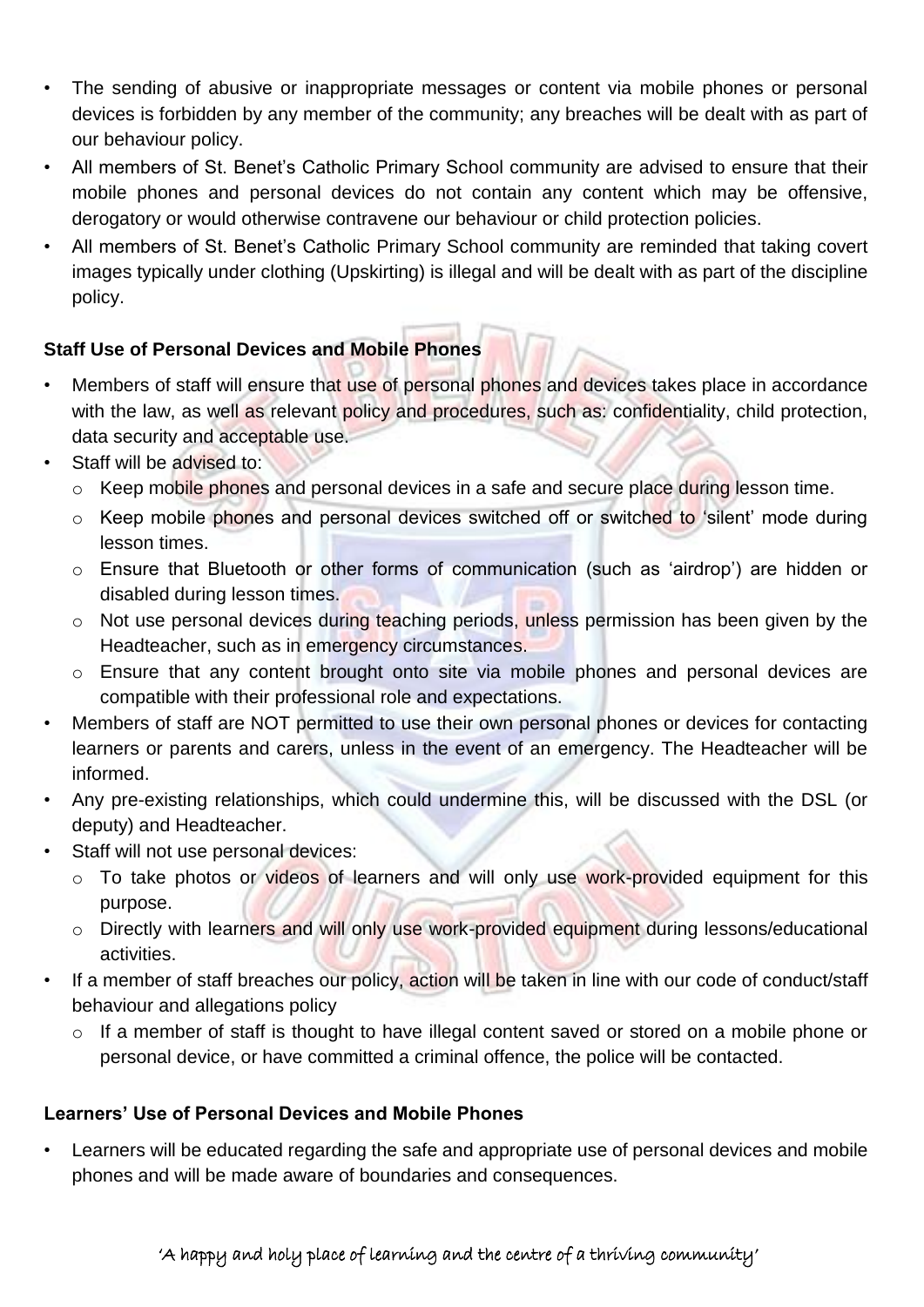- The sending of abusive or inappropriate messages or content via mobile phones or personal devices is forbidden by any member of the community; any breaches will be dealt with as part of our behaviour policy.
- All members of St. Benet's Catholic Primary School community are advised to ensure that their mobile phones and personal devices do not contain any content which may be offensive, derogatory or would otherwise contravene our behaviour or child protection policies.
- All members of St. Benet's Catholic Primary School community are reminded that taking covert images typically under clothing (Upskirting) is illegal and will be dealt with as part of the discipline policy.

**Staff Use of Personal Devices and Mobile Phones**

- Members of staff will ensure that use of personal phones and devices takes place in accordance with the law, as well as relevant policy and procedures, such as: confidentiality, child protection, data security and acceptable use.
- Staff will be advised to:
  - Keep mobile phones and personal devices in a safe and secure place during lesson time.
  - Keep mobile phones and personal devices switched off or switched to 'silent' mode during lesson times.
  - Ensure that Bluetooth or other forms of communication (such as 'airdrop') are hidden or disabled during lesson times.
  - Not use personal devices during teaching periods, unless permission has been given by the Headteacher, such as in emergency circumstances.
  - Ensure that any content brought onto site via mobile phones and personal devices are compatible with their professional role and expectations.
- Members of staff are NOT permitted to use their own personal phones or devices for contacting learners or parents and carers, unless in the event of an emergency. The Headteacher will be informed.
- Any pre-existing relationships, which could undermine this, will be discussed with the DSL (or deputy) and Headteacher.
- Staff will not use personal devices:
  - To take photos or videos of learners and will only use work-provided equipment for this purpose.
  - Directly with learners and will only use work-provided equipment during lessons/educational activities.
- If a member of staff breaches our policy, action will be taken in line with our code of conduct/staff behaviour and allegations policy
  - If a member of staff is thought to have illegal content saved or stored on a mobile phone or personal device, or have committed a criminal offence, the police will be contacted.

**Learners' Use of Personal Devices and Mobile Phones**

- Learners will be educated regarding the safe and appropriate use of personal devices and mobile phones and will be made aware of boundaries and consequences.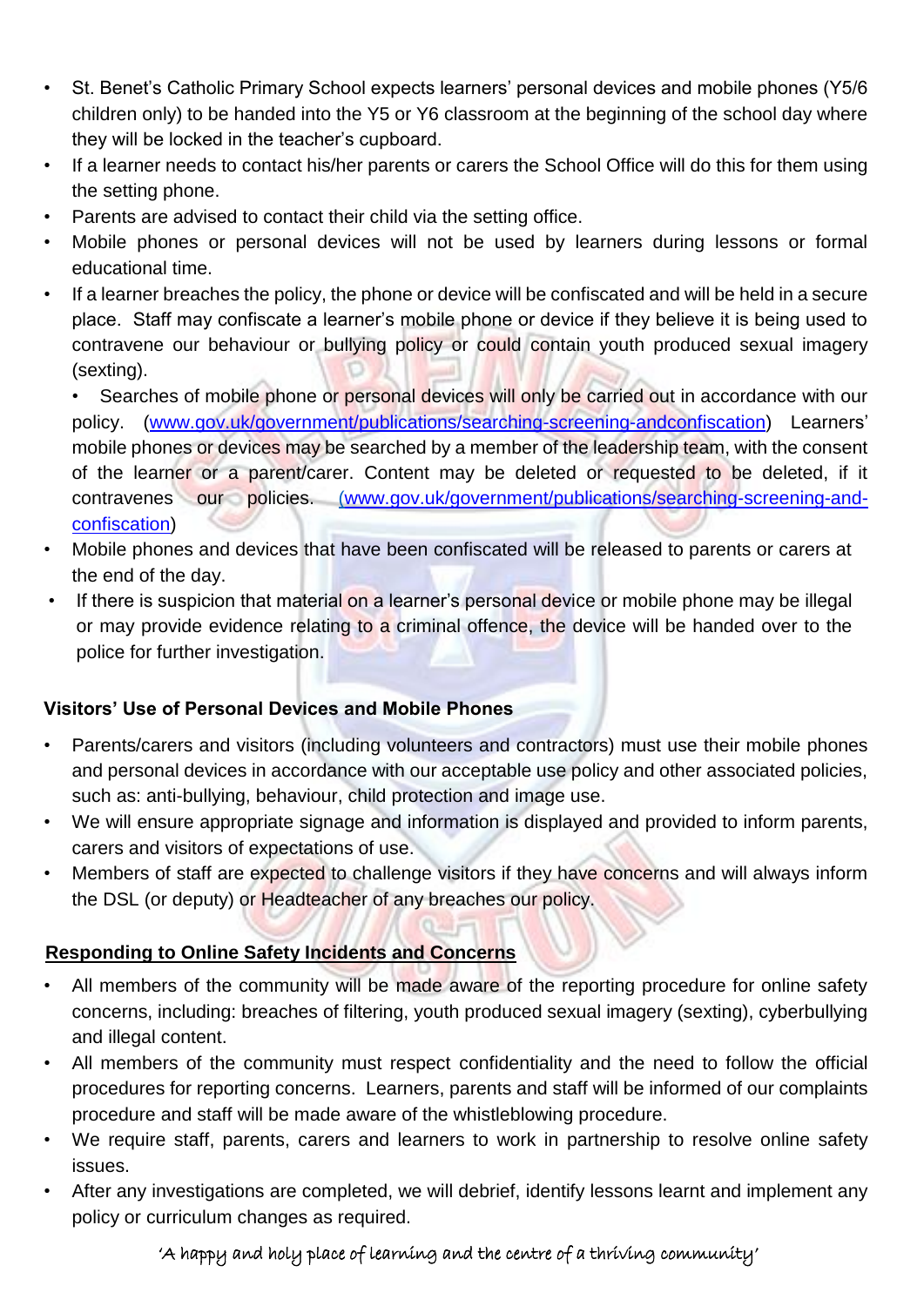- St. Benet's Catholic Primary School expects learners' personal devices and mobile phones (Y5/6 children only) to be handed into the Y5 or Y6 classroom at the beginning of the school day where they will be locked in the teacher's cupboard.
- If a learner needs to contact his/her parents or carers the School Office will do this for them using the setting phone.
- Parents are advised to contact their child via the setting office.
- Mobile phones or personal devices will not be used by learners during lessons or formal educational time.
- If a learner breaches the policy, the phone or device will be confiscated and will be held in a secure place. Staff may confiscate a learner's mobile phone or device if they believe it is being used to contravene our behaviour or bullying policy or could contain youth produced sexual imagery (sexting).
  - Searches of mobile phone or personal devices will only be carried out in accordance with our policy. ([www.gov.uk/government/publications/searching-screening-andconfiscation](www.gov.uk/government/publications/searching-screening-andconfiscation)) Learners' mobile phones or devices may be searched by a member of the leadership team, with the consent of the learner or a parent/carer. Content may be deleted or requested to be deleted, if it contravenes our policies. ([www.gov.uk/government/publications/searching-screening-and-confiscation](www.gov.uk/government/publications/searching-screening-and-confiscation))
- Mobile phones and devices that have been confiscated will be released to parents or carers at the end of the day.
- If there is suspicion that material on a learner's personal device or mobile phone may be illegal or may provide evidence relating to a criminal offence, the device will be handed over to the police for further investigation.

**Visitors' Use of Personal Devices and Mobile Phones**

- Parents/carers and visitors (including volunteers and contractors) must use their mobile phones and personal devices in accordance with our acceptable use policy and other associated policies, such as: anti-bullying, behaviour, child protection and image use.
- We will ensure appropriate signage and information is displayed and provided to inform parents, carers and visitors of expectations of use.
- Members of staff are expected to challenge visitors if they have concerns and will always inform the DSL (or deputy) or Headteacher of any breaches our policy.

**Responding to Online Safety Incidents and Concerns**

- All members of the community will be made aware of the reporting procedure for online safety concerns, including: breaches of filtering, youth produced sexual imagery (sexting), cyberbullying and illegal content.
- All members of the community must respect confidentiality and the need to follow the official procedures for reporting concerns. Learners, parents and staff will be informed of our complaints procedure and staff will be made aware of the whistleblowing procedure.
- We require staff, parents, carers and learners to work in partnership to resolve online safety issues.
- After any investigations are completed, we will debrief, identify lessons learnt and implement any policy or curriculum changes as required.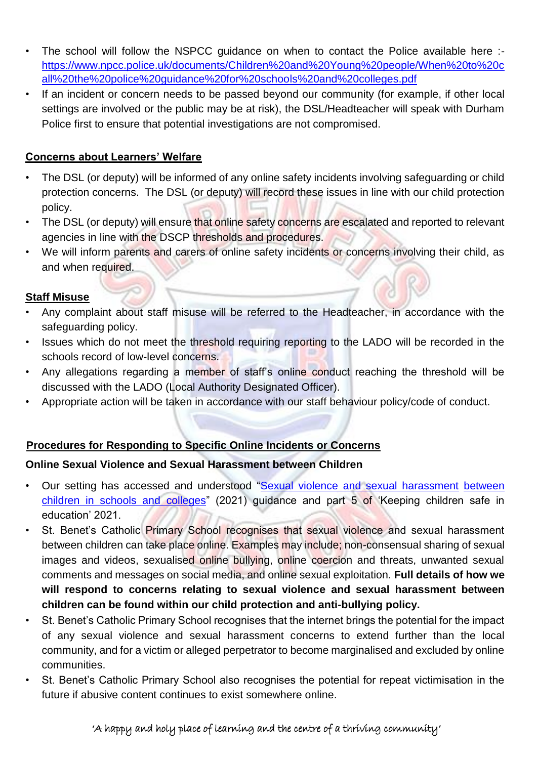- The school will follow the NSPCC guidance on when to contact the Police available here :- [https://www.npcc.police.uk/documents/Children%20and%20Young%20people/When%20to%20call%20the%20police%20guidance%20for%20schools%20and%20colleges.pdf](https://www.npcc.police.uk/documents/Children%20and%20Young%20people/When%20to%20call%20the%20police%20guidance%20for%20schools%20and%20colleges.pdf)
- If an incident or concern needs to be passed beyond our community (for example, if other local settings are involved or the public may be at risk), the DSL/Headteacher will speak with Durham Police first to ensure that potential investigations are not compromised.

**Concerns about Learners' Welfare**

- The DSL (or deputy) will be informed of any online safety incidents involving safeguarding or child protection concerns. The DSL (or deputy) will record these issues in line with our child protection policy.
- The DSL (or deputy) will ensure that online safety concerns are escalated and reported to relevant agencies in line with the DSCP thresholds and procedures.
- We will inform parents and carers of online safety incidents or concerns involving their child, as and when required.

**Staff Misuse**

- Any complaint about staff misuse will be referred to the Headteacher, in accordance with the safeguarding policy.
- Issues which do not meet the threshold requiring reporting to the LADO will be recorded in the schools record of low-level concerns.
- Any allegations regarding a member of staff's online conduct reaching the threshold will be discussed with the LADO (Local Authority Designated Officer).
- Appropriate action will be taken in accordance with our staff behaviour policy/code of conduct.

**Procedures for Responding to Specific Online Incidents or Concerns**

**Online Sexual Violence and Sexual Harassment between Children**

- Our setting has accessed and understood "Sexual violence and sexual harassment between children in schools and colleges" (2021) guidance and part 5 of 'Keeping children safe in education' 2021.
- St. Benet's Catholic Primary School recognises that sexual violence and sexual harassment between children can take place online. Examples may include; non-consensual sharing of sexual images and videos, sexualised online bullying, online coercion and threats, unwanted sexual comments and messages on social media, and online sexual exploitation. **Full details of how we will respond to concerns relating to sexual violence and sexual harassment between children can be found within our child protection and anti-bullying policy.**
- St. Benet's Catholic Primary School recognises that the internet brings the potential for the impact of any sexual violence and sexual harassment concerns to extend further than the local community, and for a victim or alleged perpetrator to become marginalised and excluded by online communities.
- St. Benet's Catholic Primary School also recognises the potential for repeat victimisation in the future if abusive content continues to exist somewhere online.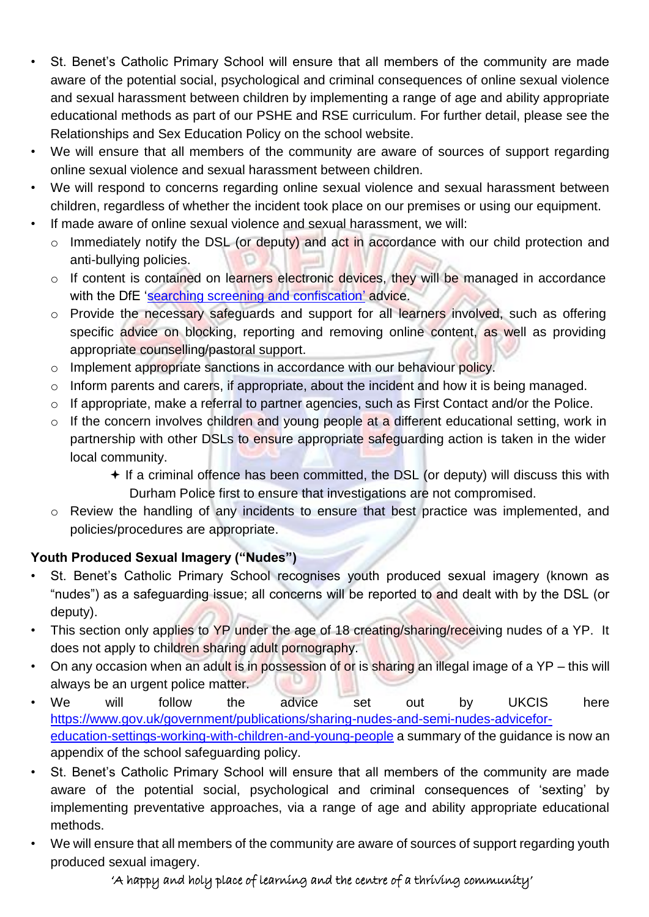- St. Benet's Catholic Primary School will ensure that all members of the community are made aware of the potential social, psychological and criminal consequences of online sexual violence and sexual harassment between children by implementing a range of age and ability appropriate educational methods as part of our PSHE and RSE curriculum. For further detail, please see the Relationships and Sex Education Policy on the school website.
- We will ensure that all members of the community are aware of sources of support regarding online sexual violence and sexual harassment between children.
- We will respond to concerns regarding online sexual violence and sexual harassment between children, regardless of whether the incident took place on our premises or using our equipment.
- If made aware of online sexual violence and sexual harassment, we will:
  - Immediately notify the DSL (or deputy) and act in accordance with our child protection and anti-bullying policies.
  - If content is contained on learners electronic devices, they will be managed in accordance with the DfE '[searching screening and confiscation'](#) advice.
  - Provide the necessary safeguards and support for all learners involved, such as offering specific advice on blocking, reporting and removing online content, as well as providing appropriate counselling/pastoral support.
  - Implement appropriate sanctions in accordance with our behaviour policy.
  - Inform parents and carers, if appropriate, about the incident and how it is being managed.
  - If appropriate, make a referral to partner agencies, such as First Contact and/or the Police.
  - If the concern involves children and young people at a different educational setting, work in partnership with other DSLs to ensure appropriate safeguarding action is taken in the wider local community.
    - If a criminal offence has been committed, the DSL (or deputy) will discuss this with Durham Police first to ensure that investigations are not compromised.
  - Review the handling of any incidents to ensure that best practice was implemented, and policies/procedures are appropriate.

**Youth Produced Sexual Imagery ("Nudes")**

- St. Benet's Catholic Primary School recognises youth produced sexual imagery (known as "nudes") as a safeguarding issue; all concerns will be reported to and dealt with by the DSL (or deputy).
- This section only applies to YP under the age of 18 creating/sharing/receiving nudes of a YP. It does not apply to children sharing adult pornography.
- On any occasion when an adult is in possession of or is sharing an illegal image of a YP – this will always be an urgent police matter.
- We will follow the advice set out by UKCIS here https://www.gov.uk/government/publications/sharing-nudes-and-semi-nudes-advicefor-education-settings-working-with-children-and-young-people a summary of the guidance is now an appendix of the school safeguarding policy.
- St. Benet's Catholic Primary School will ensure that all members of the community are made aware of the potential social, psychological and criminal consequences of 'sexting' by implementing preventative approaches, via a range of age and ability appropriate educational methods.
- We will ensure that all members of the community are aware of sources of support regarding youth produced sexual imagery.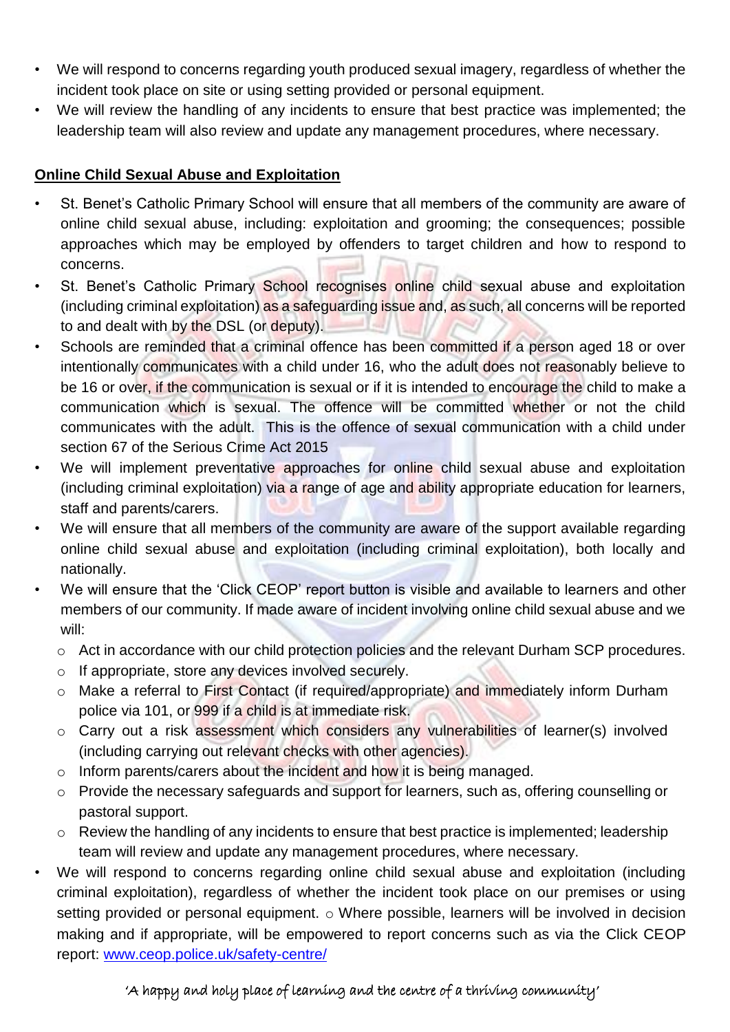- We will respond to concerns regarding youth produced sexual imagery, regardless of whether the incident took place on site or using setting provided or personal equipment.
- We will review the handling of any incidents to ensure that best practice was implemented; the leadership team will also review and update any management procedures, where necessary.

**Online Child Sexual Abuse and Exploitation**

- St. Benet's Catholic Primary School will ensure that all members of the community are aware of online child sexual abuse, including: exploitation and grooming; the consequences; possible approaches which may be employed by offenders to target children and how to respond to concerns.
- St. Benet's Catholic Primary School recognises online child sexual abuse and exploitation (including criminal exploitation) as a safeguarding issue and, as such, all concerns will be reported to and dealt with by the DSL (or deputy).
- Schools are reminded that a criminal offence has been committed if a person aged 18 or over intentionally communicates with a child under 16, who the adult does not reasonably believe to be 16 or over, if the communication is sexual or if it is intended to encourage the child to make a communication which is sexual. The offence will be committed whether or not the child communicates with the adult. This is the offence of sexual communication with a child under section 67 of the Serious Crime Act 2015
- We will implement preventative approaches for online child sexual abuse and exploitation (including criminal exploitation) via a range of age and ability appropriate education for learners, staff and parents/carers.
- We will ensure that all members of the community are aware of the support available regarding online child sexual abuse and exploitation (including criminal exploitation), both locally and nationally.
- We will ensure that the 'Click CEOP' report button is visible and available to learners and other members of our community. If made aware of incident involving online child sexual abuse and we will:
  - Act in accordance with our child protection policies and the relevant Durham SCP procedures.
  - If appropriate, store any devices involved securely.
  - Make a referral to First Contact (if required/appropriate) and immediately inform Durham police via 101, or 999 if a child is at immediate risk.
  - Carry out a risk assessment which considers any vulnerabilities of learner(s) involved (including carrying out relevant checks with other agencies).
  - Inform parents/carers about the incident and how it is being managed.
  - Provide the necessary safeguards and support for learners, such as, offering counselling or pastoral support.
  - Review the handling of any incidents to ensure that best practice is implemented; leadership team will review and update any management procedures, where necessary.
- We will respond to concerns regarding online child sexual abuse and exploitation (including criminal exploitation), regardless of whether the incident took place on our premises or using setting provided or personal equipment. o Where possible, learners will be involved in decision making and if appropriate, will be empowered to report concerns such as via the Click CEOP report: [www.ceop.police.uk/safety-centre/](http://www.ceop.police.uk/safety-centre/)

'A happy and holy place of learning and the centre of a thriving community'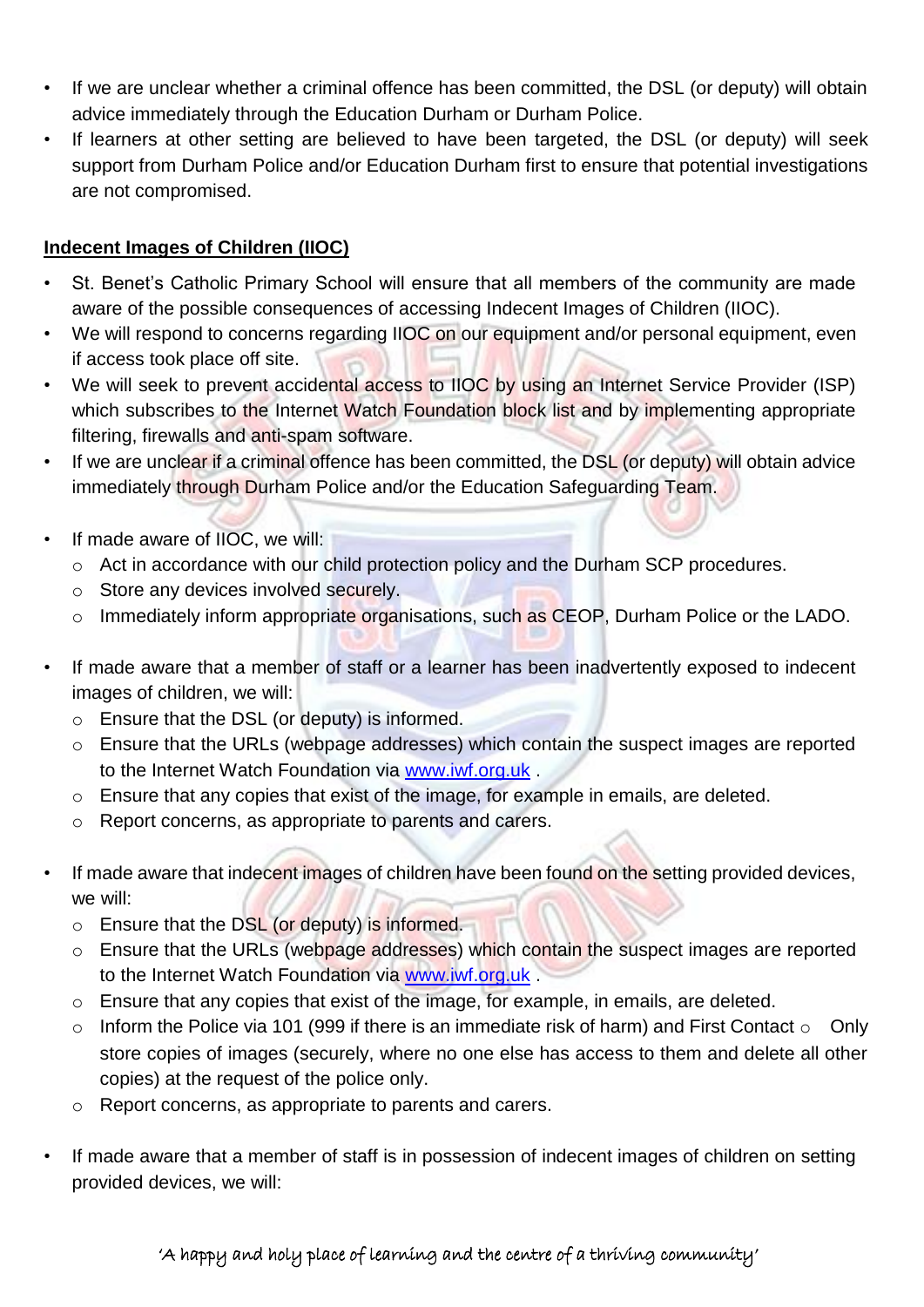- If we are unclear whether a criminal offence has been committed, the DSL (or deputy) will obtain advice immediately through the Education Durham or Durham Police.
- If learners at other setting are believed to have been targeted, the DSL (or deputy) will seek support from Durham Police and/or Education Durham first to ensure that potential investigations are not compromised.

**Indecent Images of Children (IIOC)**

- St. Benet's Catholic Primary School will ensure that all members of the community are made aware of the possible consequences of accessing Indecent Images of Children (IIOC).
- We will respond to concerns regarding IIOC on our equipment and/or personal equipment, even if access took place off site.
- We will seek to prevent accidental access to IIOC by using an Internet Service Provider (ISP) which subscribes to the Internet Watch Foundation block list and by implementing appropriate filtering, firewalls and anti-spam software.
- If we are unclear if a criminal offence has been committed, the DSL (or deputy) will obtain advice immediately through Durham Police and/or the Education Safeguarding Team.
- If made aware of IIOC, we will:
  - Act in accordance with our child protection policy and the Durham SCP procedures.
  - Store any devices involved securely.
  - Immediately inform appropriate organisations, such as CEOP, Durham Police or the LADO.
- If made aware that a member of staff or a learner has been inadvertently exposed to indecent images of children, we will:
  - Ensure that the DSL (or deputy) is informed.
  - Ensure that the URLs (webpage addresses) which contain the suspect images are reported to the Internet Watch Foundation via [www.iwf.org.uk](http://www.iwf.org.uk) .
  - Ensure that any copies that exist of the image, for example in emails, are deleted.
  - Report concerns, as appropriate to parents and carers.
- If made aware that indecent images of children have been found on the setting provided devices, we will:
  - Ensure that the DSL (or deputy) is informed.
  - Ensure that the URLs (webpage addresses) which contain the suspect images are reported to the Internet Watch Foundation via [www.iwf.org.uk](http://www.iwf.org.uk) .
  - Ensure that any copies that exist of the image, for example, in emails, are deleted.
  - Inform the Police via 101 (999 if there is an immediate risk of harm) and First Contact
  - Only store copies of images (securely, where no one else has access to them and delete all other copies) at the request of the police only.
  - Report concerns, as appropriate to parents and carers.
- If made aware that a member of staff is in possession of indecent images of children on setting provided devices, we will: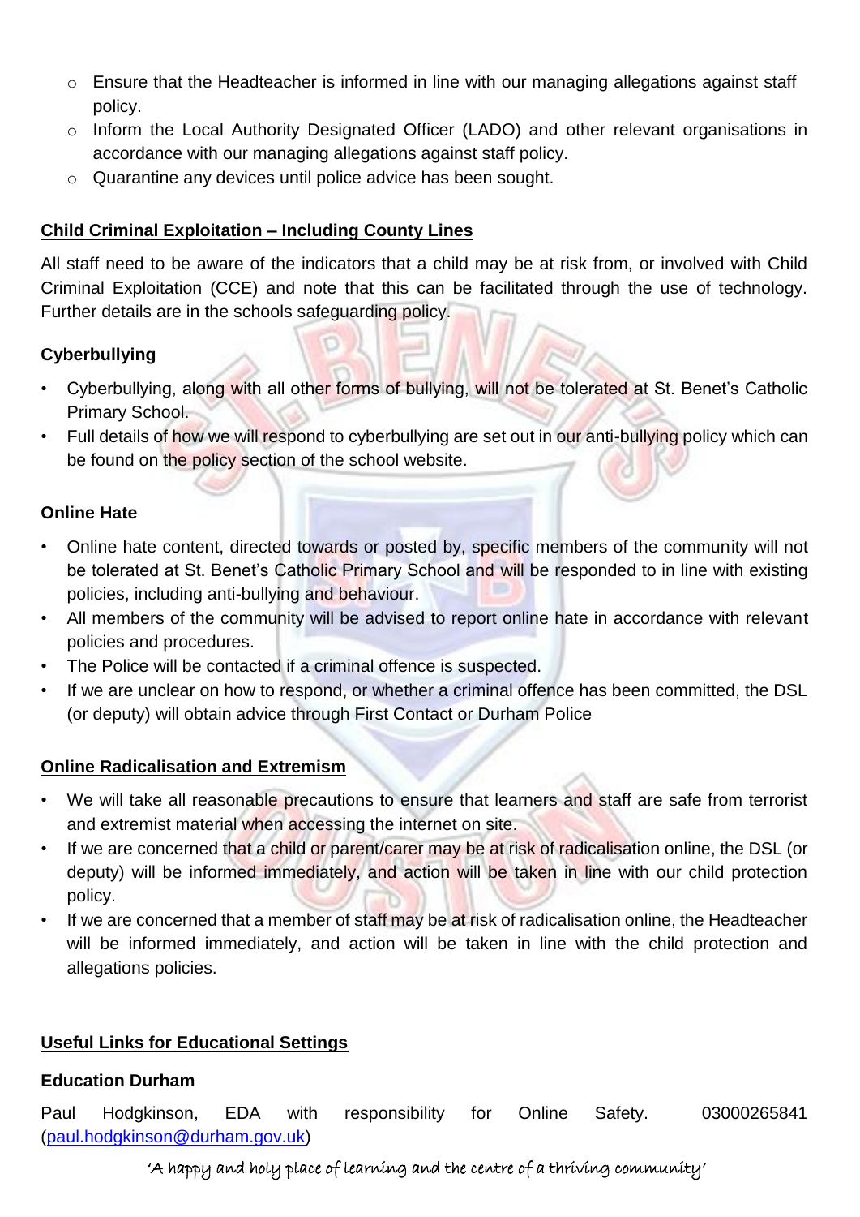- Ensure that the Headteacher is informed in line with our managing allegations against staff policy.
- Inform the Local Authority Designated Officer (LADO) and other relevant organisations in accordance with our managing allegations against staff policy.
- Quarantine any devices until police advice has been sought.

**Child Criminal Exploitation – Including County Lines**

All staff need to be aware of the indicators that a child may be at risk from, or involved with Child Criminal Exploitation (CCE) and note that this can be facilitated through the use of technology. Further details are in the schools safeguarding policy.

**Cyberbullying**

- Cyberbullying, along with all other forms of bullying, will not be tolerated at St. Benet's Catholic Primary School.
- Full details of how we will respond to cyberbullying are set out in our anti-bullying policy which can be found on the policy section of the school website.

**Online Hate**

- Online hate content, directed towards or posted by, specific members of the community will not be tolerated at St. Benet's Catholic Primary School and will be responded to in line with existing policies, including anti-bullying and behaviour.
- All members of the community will be advised to report online hate in accordance with relevant policies and procedures.
- The Police will be contacted if a criminal offence is suspected.
- If we are unclear on how to respond, or whether a criminal offence has been committed, the DSL (or deputy) will obtain advice through First Contact or Durham Police

**Online Radicalisation and Extremism**

- We will take all reasonable precautions to ensure that learners and staff are safe from terrorist and extremist material when accessing the internet on site.
- If we are concerned that a child or parent/carer may be at risk of radicalisation online, the DSL (or deputy) will be informed immediately, and action will be taken in line with our child protection policy.
- If we are concerned that a member of staff may be at risk of radicalisation online, the Headteacher will be informed immediately, and action will be taken in line with the child protection and allegations policies.

**Useful Links for Educational Settings**

**Education Durham**

Paul Hodgkinson, EDA with responsibility for Online Safety. 03000265841 (paul.hodgkinson@durham.gov.uk)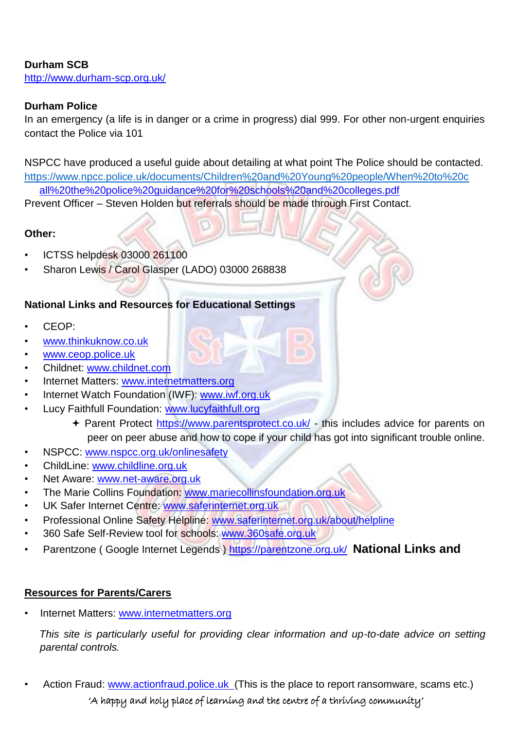**Durham SCB**
http://www.durham-scp.org.uk/

**Durham Police**
In an emergency (a life is in danger or a crime in progress) dial 999. For other non-urgent enquiries contact the Police via 101

NSPCC have produced a useful guide about detailing at what point The Police should be contacted.
https://www.npcc.police.uk/documents/Children%20and%20Young%20people/When%20to%20call%20the%20police%20guidance%20for%20schools%20and%20colleges.pdf
Prevent Officer – Steven Holden but referrals should be made through First Contact.

**Other:**

- ICTSS helpdesk 03000 261100
- Sharon Lewis / Carol Glasper (LADO) 03000 268838

**National Links and Resources for Educational Settings**

- CEOP:
- www.thinkuknow.co.uk
- www.ceop.police.uk
- Childnet: www.childnet.com
- Internet Matters: www.internetmatters.org
- Internet Watch Foundation (IWF): www.iwf.org.uk
- Lucy Faithfull Foundation: www.lucyfaithfull.org
    - Parent Protect https://www.parentsprotect.co.uk/ - this includes advice for parents on peer on peer abuse and how to cope if your child has got into significant trouble online.
- NSPCC: www.nspcc.org.uk/onlinesafety
- ChildLine: www.childline.org.uk
- Net Aware: www.net-aware.org.uk
- The Marie Collins Foundation: www.mariecollinsfoundation.org.uk
- UK Safer Internet Centre: www.saferinternet.org.uk
- Professional Online Safety Helpline: www.saferinternet.org.uk/about/helpline
- 360 Safe Self-Review tool for schools: www.360safe.org.uk
- Parentzone ( Google Internet Legends ) https://parentzone.org.uk/ **National Links and**

**<u>Resources for Parents/Carers</u>**

- Internet Matters: www.internetmatters.org

  *This site is particularly useful for providing clear information and up-to-date advice on setting parental controls.*

- Action Fraud: www.actionfraud.police.uk (This is the place to report ransomware, scams etc.)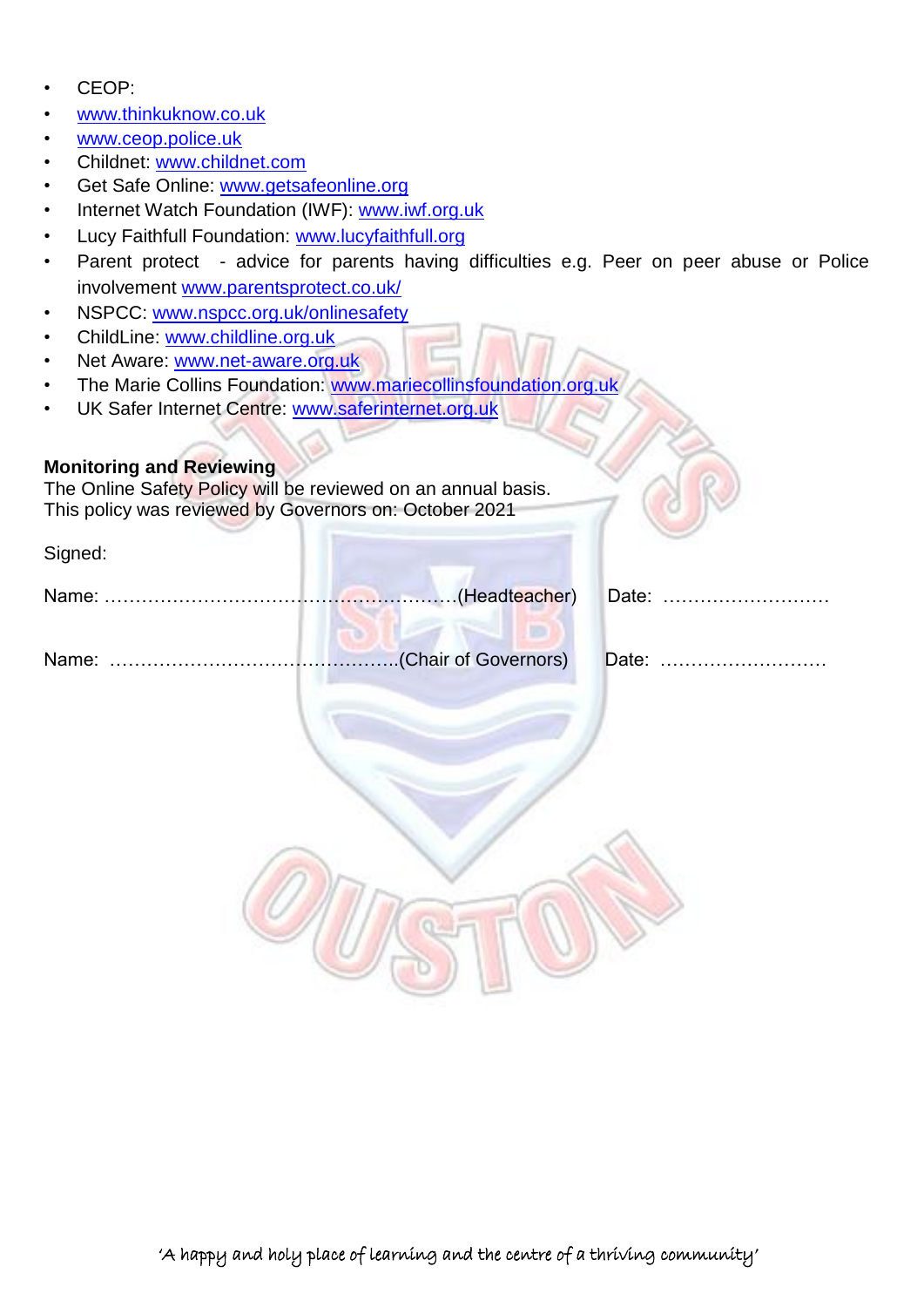- CEOP:
- www.thinkuknow.co.uk
- www.ceop.police.uk
- Childnet: www.childnet.com
- Get Safe Online: www.getsafeonline.org
- Internet Watch Foundation (IWF): www.iwf.org.uk
- Lucy Faithfull Foundation: www.lucyfaithfull.org
- Parent protect - advice for parents having difficulties e.g. Peer on peer abuse or Police involvement www.parentsprotect.co.uk/
- NSPCC: www.nspcc.org.uk/onlinesafety
- ChildLine: www.childline.org.uk
- Net Aware: www.net-aware.org.uk
- The Marie Collins Foundation: www.mariecollinsfoundation.org.uk
- UK Safer Internet Centre: www.saferinternet.org.uk

**Monitoring and Reviewing**
The Online Safety Policy will be reviewed on an annual basis.
This policy was reviewed by Governors on: October 2021

Signed:

Name: ………………………………………………….(Headteacher) Date: ………………………

Name: ………………………………………..(Chair of Governors) Date: ………………………

'A happy and holy place of learning and the centre of a thriving community'